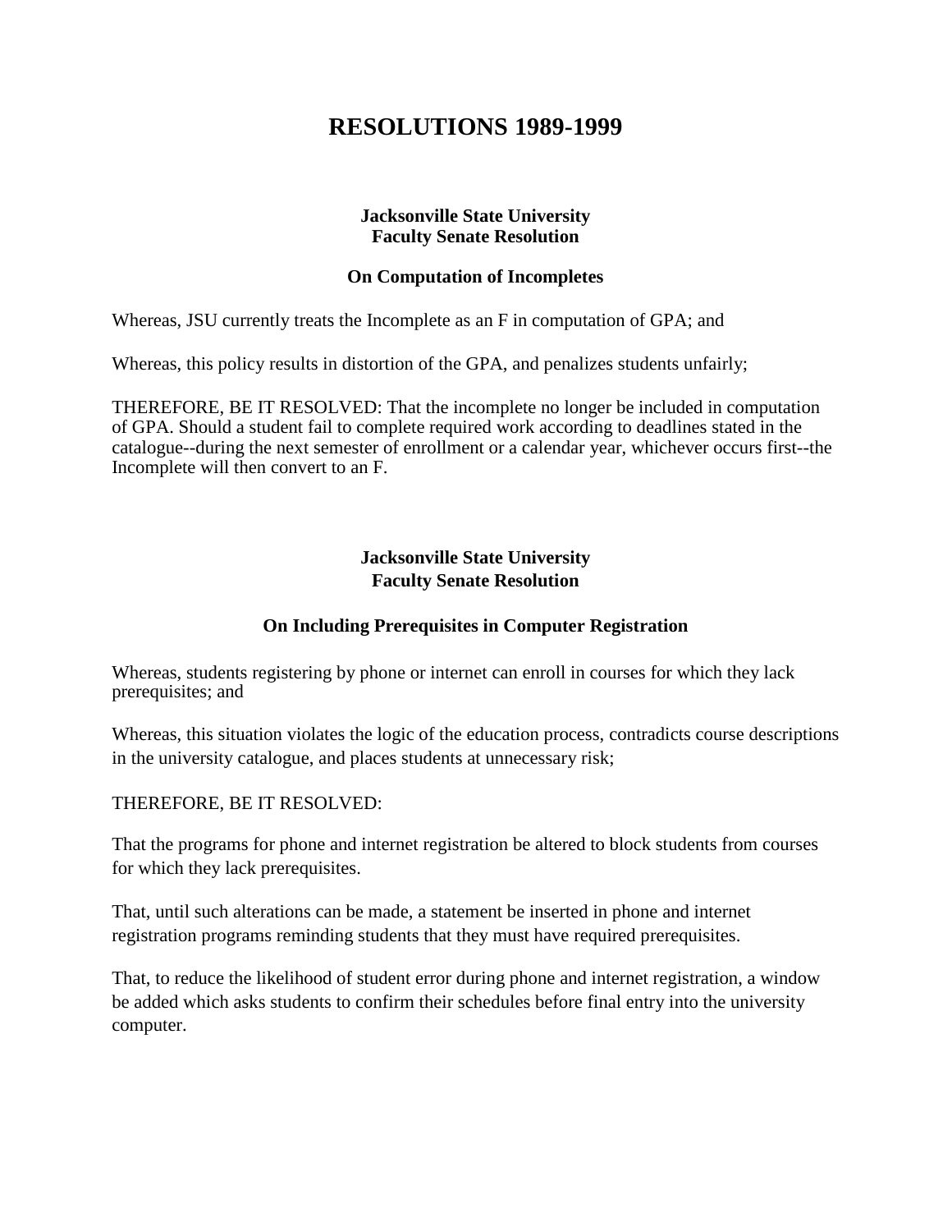# RESOLUTIONS 1989-1999

**Jacksonville State University**
**Faculty Senate Resolution**

### On Computation of Incompletes

Whereas, JSU currently treats the Incomplete as an F in computation of GPA; and

Whereas, this policy results in distortion of the GPA, and penalizes students unfairly;

THEREFORE, BE IT RESOLVED: That the incomplete no longer be included in computation of GPA. Should a student fail to complete required work according to deadlines stated in the catalogue--during the next semester of enrollment or a calendar year, whichever occurs first--the Incomplete will then convert to an F.

**Jacksonville State University**
**Faculty Senate Resolution**

### On Including Prerequisites in Computer Registration

Whereas, students registering by phone or internet can enroll in courses for which they lack prerequisites; and

Whereas, this situation violates the logic of the education process, contradicts course descriptions in the university catalogue, and places students at unnecessary risk;

THEREFORE, BE IT RESOLVED:

That the programs for phone and internet registration be altered to block students from courses for which they lack prerequisites.

That, until such alterations can be made, a statement be inserted in phone and internet registration programs reminding students that they must have required prerequisites.

That, to reduce the likelihood of student error during phone and internet registration, a window be added which asks students to confirm their schedules before final entry into the university computer.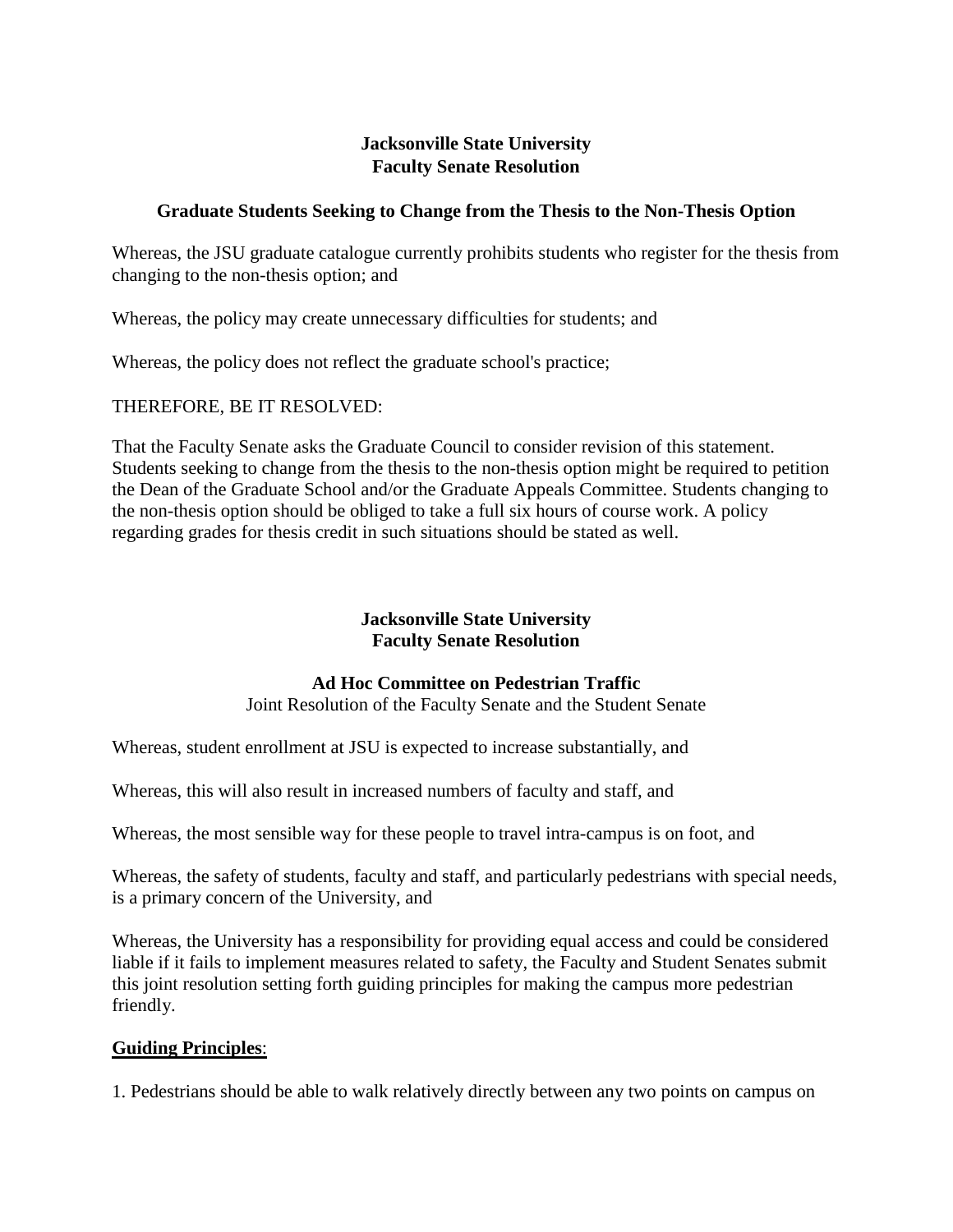**Jacksonville State University**
**Faculty Senate Resolution**

### Graduate Students Seeking to Change from the Thesis to the Non-Thesis Option

Whereas, the JSU graduate catalogue currently prohibits students who register for the thesis from changing to the non-thesis option; and

Whereas, the policy may create unnecessary difficulties for students; and

Whereas, the policy does not reflect the graduate school's practice;

THEREFORE, BE IT RESOLVED:

That the Faculty Senate asks the Graduate Council to consider revision of this statement. Students seeking to change from the thesis to the non-thesis option might be required to petition the Dean of the Graduate School and/or the Graduate Appeals Committee. Students changing to the non-thesis option should be obliged to take a full six hours of course work. A policy regarding grades for thesis credit in such situations should be stated as well.

**Jacksonville State University**
**Faculty Senate Resolution**

### Ad Hoc Committee on Pedestrian Traffic

Joint Resolution of the Faculty Senate and the Student Senate

Whereas, student enrollment at JSU is expected to increase substantially, and

Whereas, this will also result in increased numbers of faculty and staff, and

Whereas, the most sensible way for these people to travel intra-campus is on foot, and

Whereas, the safety of students, faculty and staff, and particularly pedestrians with special needs, is a primary concern of the University, and

Whereas, the University has a responsibility for providing equal access and could be considered liable if it fails to implement measures related to safety, the Faculty and Student Senates submit this joint resolution setting forth guiding principles for making the campus more pedestrian friendly.

**Guiding Principles**:

1. Pedestrians should be able to walk relatively directly between any two points on campus on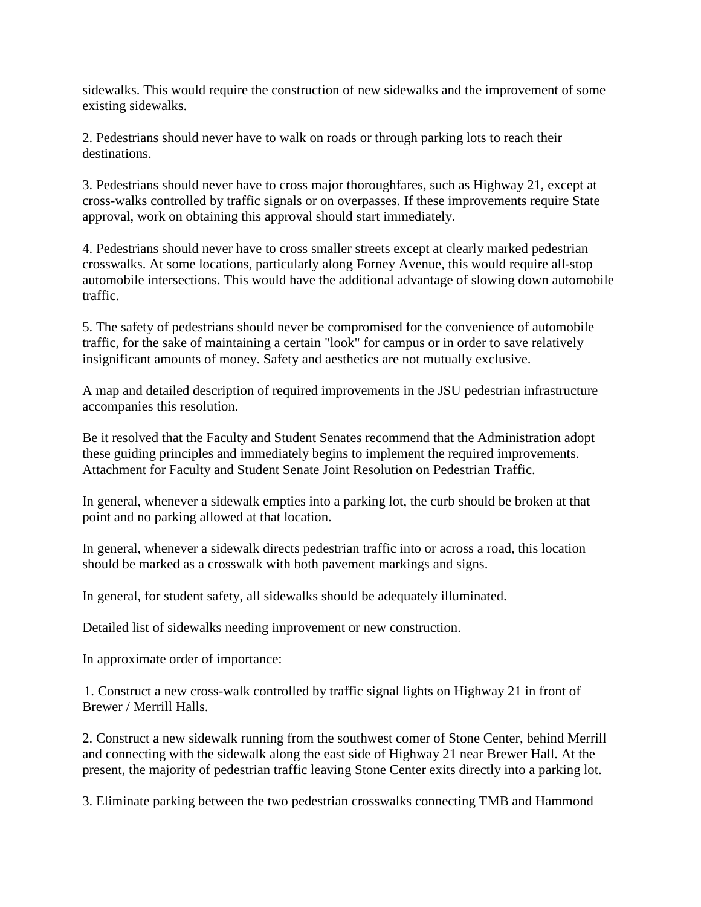sidewalks. This would require the construction of new sidewalks and the improvement of some existing sidewalks.

2. Pedestrians should never have to walk on roads or through parking lots to reach their destinations.

3. Pedestrians should never have to cross major thoroughfares, such as Highway 21, except at cross-walks controlled by traffic signals or on overpasses. If these improvements require State approval, work on obtaining this approval should start immediately.

4. Pedestrians should never have to cross smaller streets except at clearly marked pedestrian crosswalks. At some locations, particularly along Forney Avenue, this would require all-stop automobile intersections. This would have the additional advantage of slowing down automobile traffic.

5. The safety of pedestrians should never be compromised for the convenience of automobile traffic, for the sake of maintaining a certain "look" for campus or in order to save relatively insignificant amounts of money. Safety and aesthetics are not mutually exclusive.

A map and detailed description of required improvements in the JSU pedestrian infrastructure accompanies this resolution.

Be it resolved that the Faculty and Student Senates recommend that the Administration adopt these guiding principles and immediately begins to implement the required improvements.

<u>Attachment for Faculty and Student Senate Joint Resolution on Pedestrian Traffic.</u>

In general, whenever a sidewalk empties into a parking lot, the curb should be broken at that point and no parking allowed at that location.

In general, whenever a sidewalk directs pedestrian traffic into or across a road, this location should be marked as a crosswalk with both pavement markings and signs.

In general, for student safety, all sidewalks should be adequately illuminated.

<u>Detailed list of sidewalks needing improvement or new construction.</u>

In approximate order of importance:

1. Construct a new cross-walk controlled by traffic signal lights on Highway 21 in front of Brewer / Merrill Halls.

2. Construct a new sidewalk running from the southwest comer of Stone Center, behind Merrill and connecting with the sidewalk along the east side of Highway 21 near Brewer Hall. At the present, the majority of pedestrian traffic leaving Stone Center exits directly into a parking lot.

3. Eliminate parking between the two pedestrian crosswalks connecting TMB and Hammond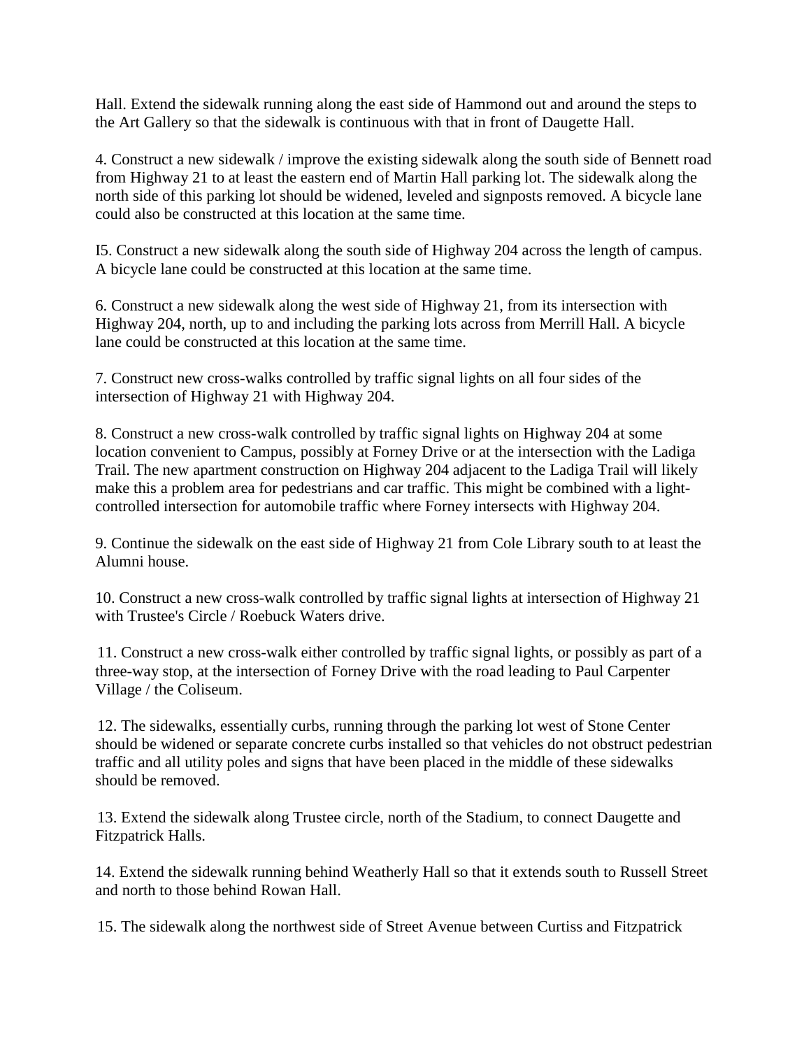Hall. Extend the sidewalk running along the east side of Hammond out and around the steps to the Art Gallery so that the sidewalk is continuous with that in front of Daugette Hall.

4. Construct a new sidewalk / improve the existing sidewalk along the south side of Bennett road from Highway 21 to at least the eastern end of Martin Hall parking lot. The sidewalk along the north side of this parking lot should be widened, leveled and signposts removed. A bicycle lane could also be constructed at this location at the same time.

I5. Construct a new sidewalk along the south side of Highway 204 across the length of campus. A bicycle lane could be constructed at this location at the same time.

6. Construct a new sidewalk along the west side of Highway 21, from its intersection with Highway 204, north, up to and including the parking lots across from Merrill Hall. A bicycle lane could be constructed at this location at the same time.

7. Construct new cross-walks controlled by traffic signal lights on all four sides of the intersection of Highway 21 with Highway 204.

8. Construct a new cross-walk controlled by traffic signal lights on Highway 204 at some location convenient to Campus, possibly at Forney Drive or at the intersection with the Ladiga Trail. The new apartment construction on Highway 204 adjacent to the Ladiga Trail will likely make this a problem area for pedestrians and car traffic. This might be combined with a light-controlled intersection for automobile traffic where Forney intersects with Highway 204.

9. Continue the sidewalk on the east side of Highway 21 from Cole Library south to at least the Alumni house.

10. Construct a new cross-walk controlled by traffic signal lights at intersection of Highway 21 with Trustee's Circle / Roebuck Waters drive.

11. Construct a new cross-walk either controlled by traffic signal lights, or possibly as part of a three-way stop, at the intersection of Forney Drive with the road leading to Paul Carpenter Village / the Coliseum.

12. The sidewalks, essentially curbs, running through the parking lot west of Stone Center should be widened or separate concrete curbs installed so that vehicles do not obstruct pedestrian traffic and all utility poles and signs that have been placed in the middle of these sidewalks should be removed.

13. Extend the sidewalk along Trustee circle, north of the Stadium, to connect Daugette and Fitzpatrick Halls.

14. Extend the sidewalk running behind Weatherly Hall so that it extends south to Russell Street and north to those behind Rowan Hall.

15. The sidewalk along the northwest side of Street Avenue between Curtiss and Fitzpatrick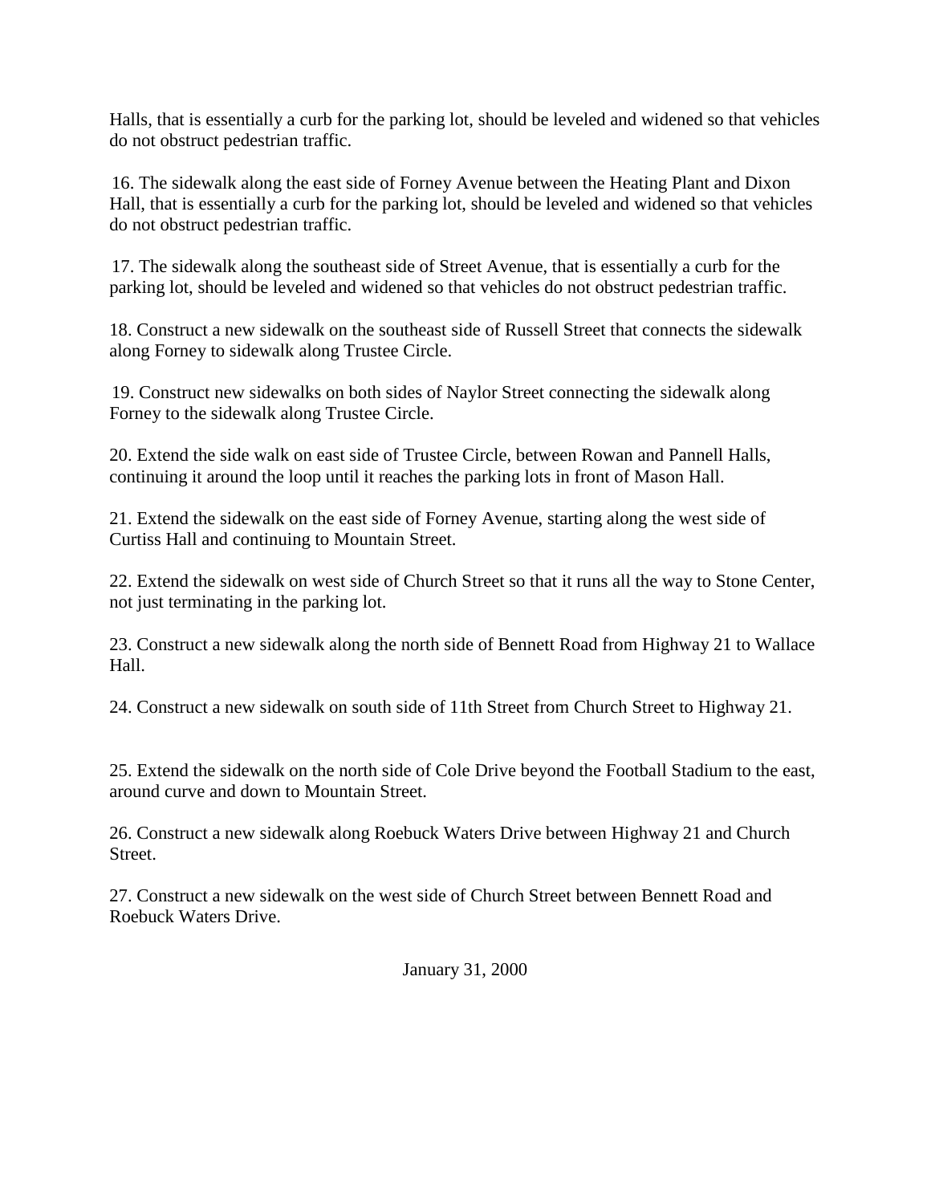Halls, that is essentially a curb for the parking lot, should be leveled and widened so that vehicles do not obstruct pedestrian traffic.

16. The sidewalk along the east side of Forney Avenue between the Heating Plant and Dixon Hall, that is essentially a curb for the parking lot, should be leveled and widened so that vehicles do not obstruct pedestrian traffic.

17. The sidewalk along the southeast side of Street Avenue, that is essentially a curb for the parking lot, should be leveled and widened so that vehicles do not obstruct pedestrian traffic.

18. Construct a new sidewalk on the southeast side of Russell Street that connects the sidewalk along Forney to sidewalk along Trustee Circle.

19. Construct new sidewalks on both sides of Naylor Street connecting the sidewalk along Forney to the sidewalk along Trustee Circle.

20. Extend the side walk on east side of Trustee Circle, between Rowan and Pannell Halls, continuing it around the loop until it reaches the parking lots in front of Mason Hall.

21. Extend the sidewalk on the east side of Forney Avenue, starting along the west side of Curtiss Hall and continuing to Mountain Street.

22. Extend the sidewalk on west side of Church Street so that it runs all the way to Stone Center, not just terminating in the parking lot.

23. Construct a new sidewalk along the north side of Bennett Road from Highway 21 to Wallace Hall.

24. Construct a new sidewalk on south side of 11th Street from Church Street to Highway 21.

25. Extend the sidewalk on the north side of Cole Drive beyond the Football Stadium to the east, around curve and down to Mountain Street.

26. Construct a new sidewalk along Roebuck Waters Drive between Highway 21 and Church Street.

27. Construct a new sidewalk on the west side of Church Street between Bennett Road and Roebuck Waters Drive.

January 31, 2000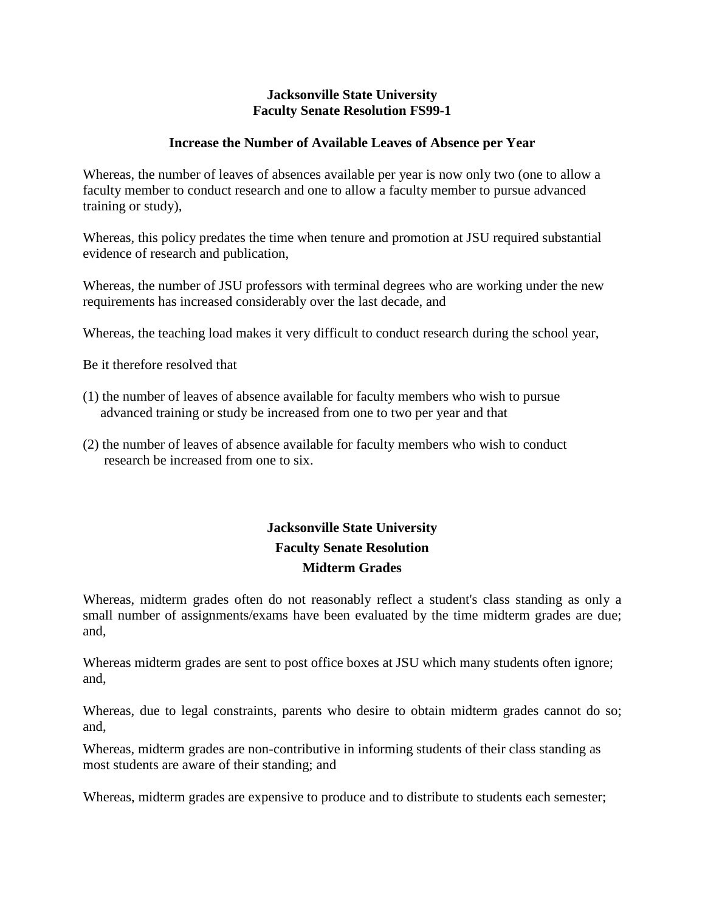**Jacksonville State University**
**Faculty Senate Resolution FS99-1**

**Increase the Number of Available Leaves of Absence per Year**

Whereas, the number of leaves of absences available per year is now only two (one to allow a faculty member to conduct research and one to allow a faculty member to pursue advanced training or study),

Whereas, this policy predates the time when tenure and promotion at JSU required substantial evidence of research and publication,

Whereas, the number of JSU professors with terminal degrees who are working under the new requirements has increased considerably over the last decade, and

Whereas, the teaching load makes it very difficult to conduct research during the school year,

Be it therefore resolved that

(1) the number of leaves of absence available for faculty members who wish to pursue advanced training or study be increased from one to two per year and that

(2) the number of leaves of absence available for faculty members who wish to conduct research be increased from one to six.

**Jacksonville State University**
**Faculty Senate Resolution**
**Midterm Grades**

Whereas, midterm grades often do not reasonably reflect a student's class standing as only a small number of assignments/exams have been evaluated by the time midterm grades are due; and,

Whereas midterm grades are sent to post office boxes at JSU which many students often ignore; and,

Whereas, due to legal constraints, parents who desire to obtain midterm grades cannot do so; and,

Whereas, midterm grades are non-contributive in informing students of their class standing as most students are aware of their standing; and

Whereas, midterm grades are expensive to produce and to distribute to students each semester;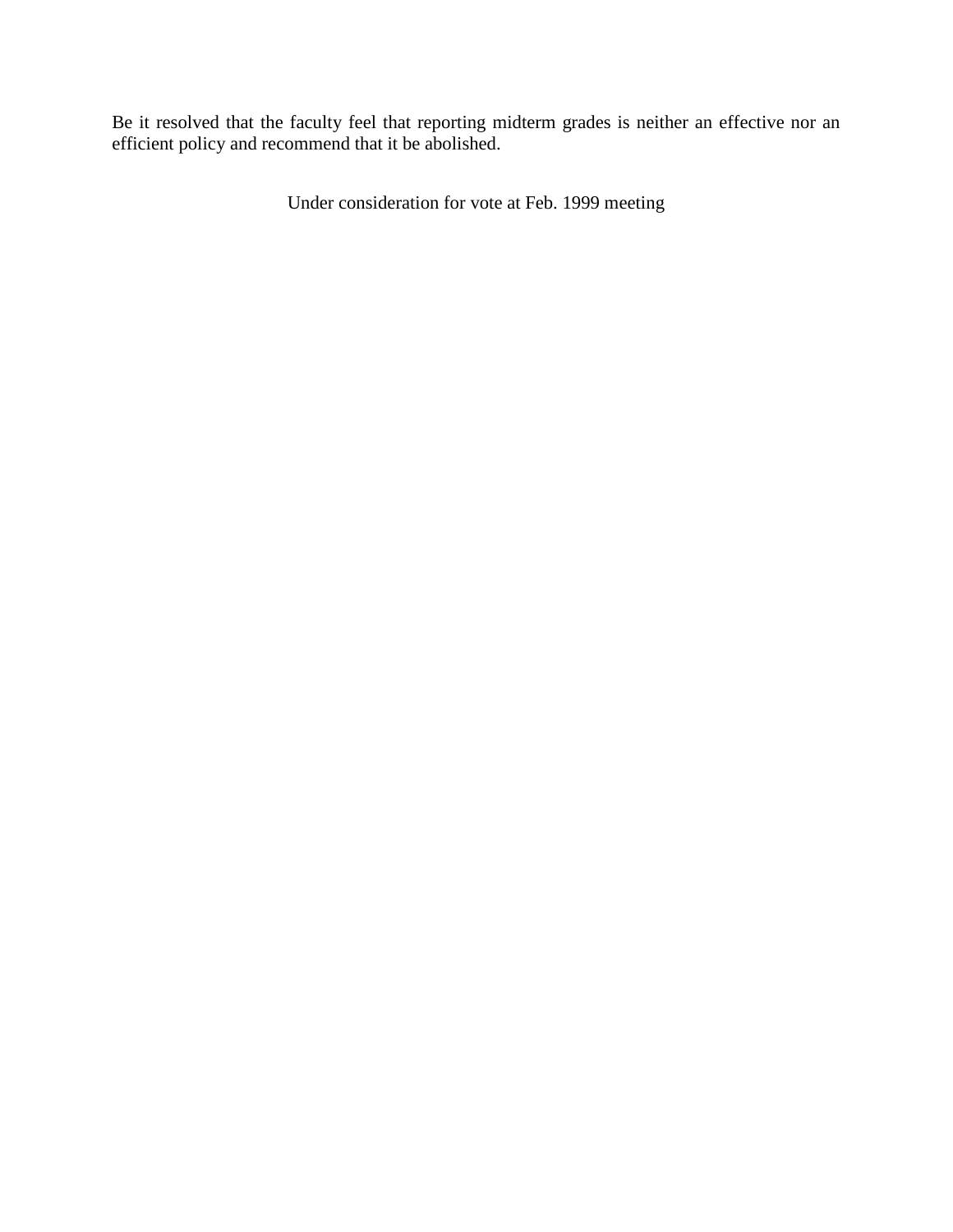Be it resolved that the faculty feel that reporting midterm grades is neither an effective nor an efficient policy and recommend that it be abolished.

Under consideration for vote at Feb. 1999 meeting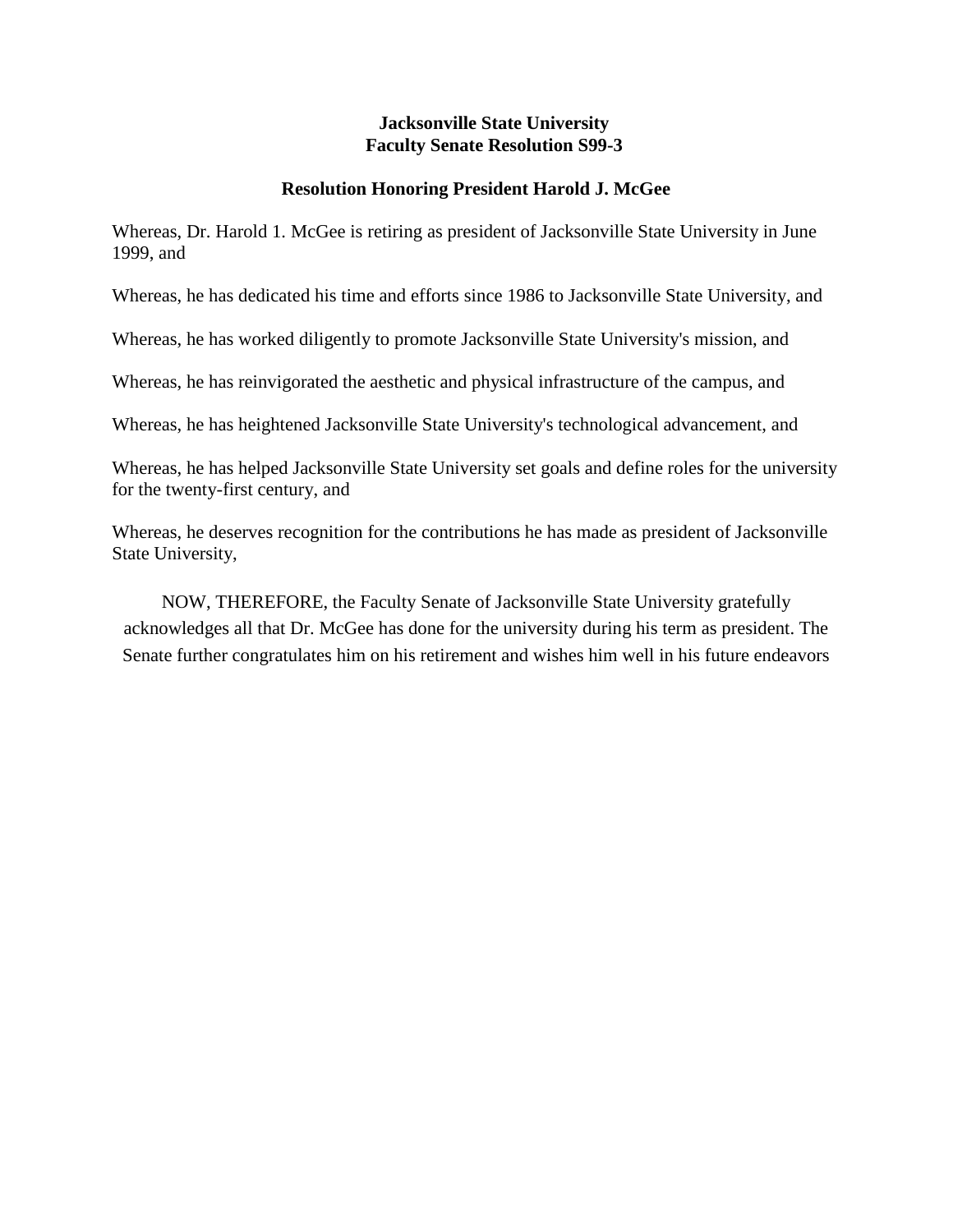**Jacksonville State University**
**Faculty Senate Resolution S99-3**

**Resolution Honoring President Harold J. McGee**

Whereas, Dr. Harold 1. McGee is retiring as president of Jacksonville State University in June 1999, and

Whereas, he has dedicated his time and efforts since 1986 to Jacksonville State University, and

Whereas, he has worked diligently to promote Jacksonville State University's mission, and

Whereas, he has reinvigorated the aesthetic and physical infrastructure of the campus, and

Whereas, he has heightened Jacksonville State University's technological advancement, and

Whereas, he has helped Jacksonville State University set goals and define roles for the university for the twenty-first century, and

Whereas, he deserves recognition for the contributions he has made as president of Jacksonville State University,

NOW, THEREFORE, the Faculty Senate of Jacksonville State University gratefully acknowledges all that Dr. McGee has done for the university during his term as president. The Senate further congratulates him on his retirement and wishes him well in his future endeavors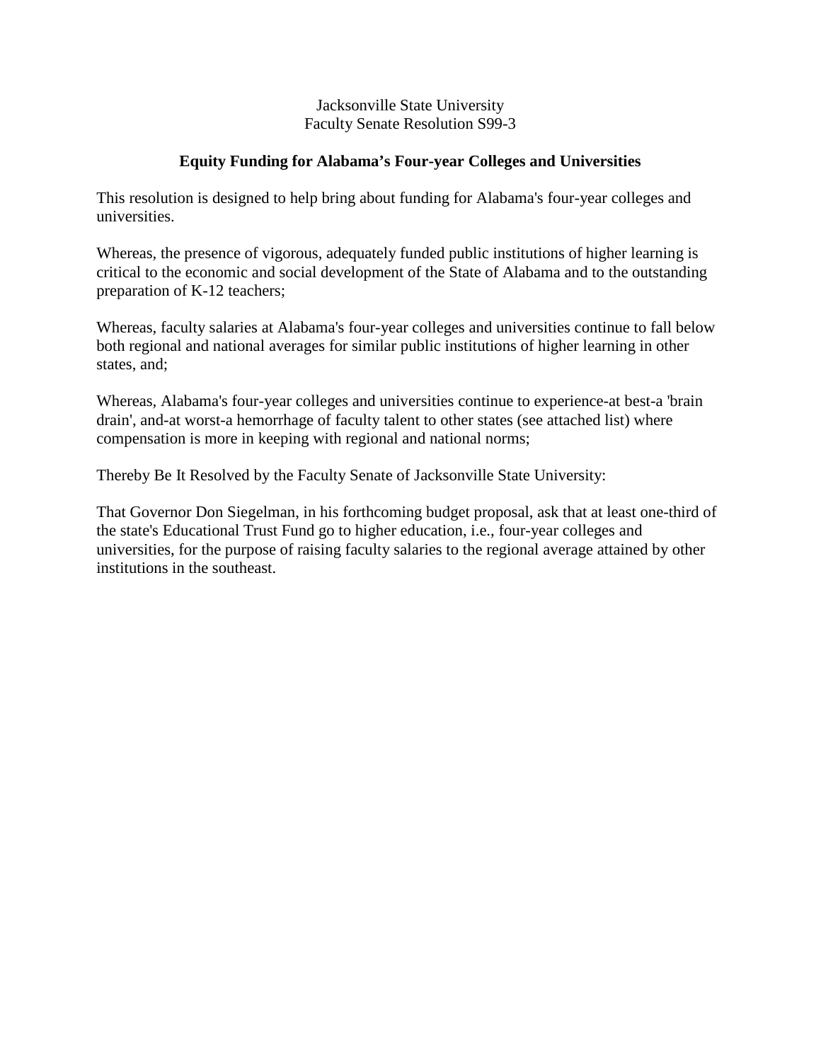Jacksonville State University
Faculty Senate Resolution S99-3

## Equity Funding for Alabama's Four-year Colleges and Universities

This resolution is designed to help bring about funding for Alabama's four-year colleges and universities.

Whereas, the presence of vigorous, adequately funded public institutions of higher learning is critical to the economic and social development of the State of Alabama and to the outstanding preparation of K-12 teachers;

Whereas, faculty salaries at Alabama's four-year colleges and universities continue to fall below both regional and national averages for similar public institutions of higher learning in other states, and;

Whereas, Alabama's four-year colleges and universities continue to experience-at best-a 'brain drain', and-at worst-a hemorrhage of faculty talent to other states (see attached list) where compensation is more in keeping with regional and national norms;

Thereby Be It Resolved by the Faculty Senate of Jacksonville State University:

That Governor Don Siegelman, in his forthcoming budget proposal, ask that at least one-third of the state's Educational Trust Fund go to higher education, i.e., four-year colleges and universities, for the purpose of raising faculty salaries to the regional average attained by other institutions in the southeast.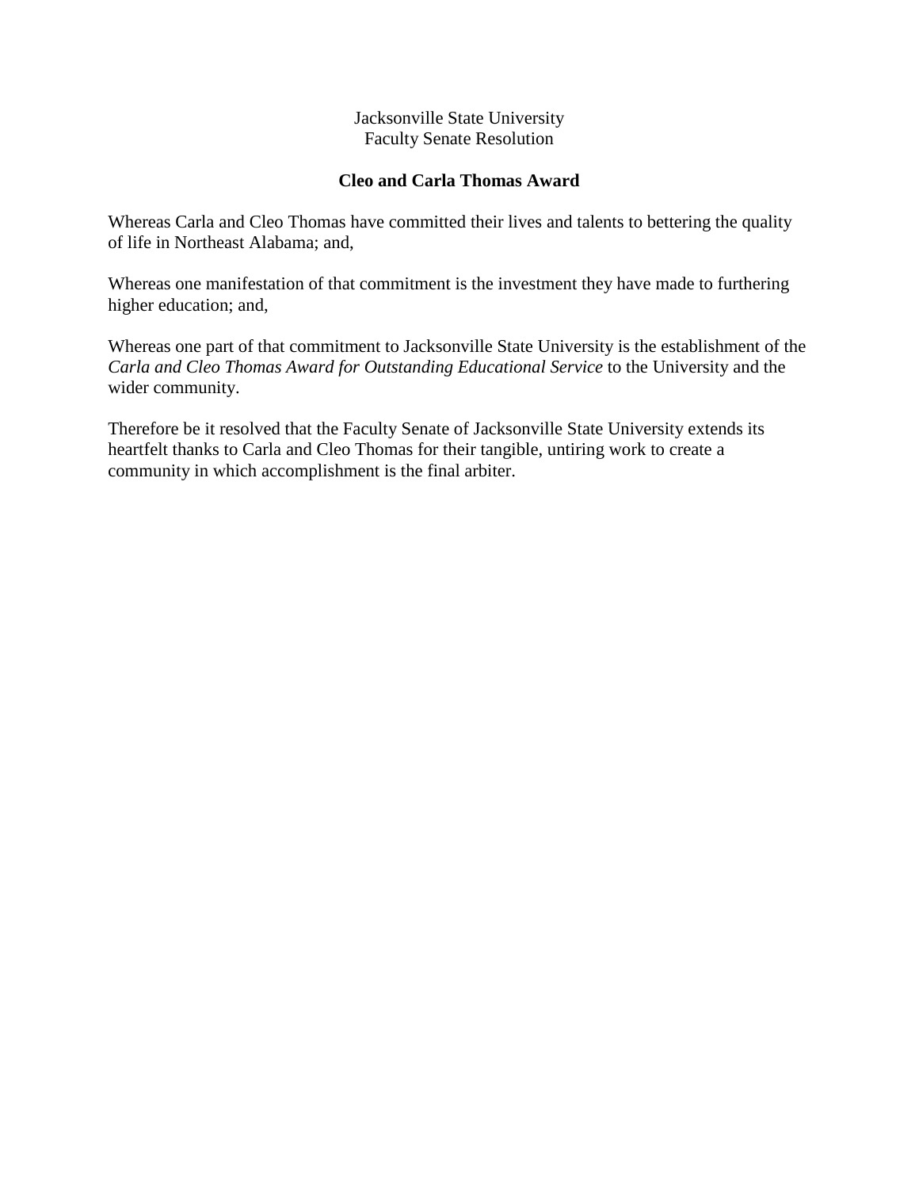Jacksonville State University
Faculty Senate Resolution

**Cleo and Carla Thomas Award**

Whereas Carla and Cleo Thomas have committed their lives and talents to bettering the quality of life in Northeast Alabama; and,

Whereas one manifestation of that commitment is the investment they have made to furthering higher education; and,

Whereas one part of that commitment to Jacksonville State University is the establishment of the *Carla and Cleo Thomas Award for Outstanding Educational Service* to the University and the wider community.

Therefore be it resolved that the Faculty Senate of Jacksonville State University extends its heartfelt thanks to Carla and Cleo Thomas for their tangible, untiring work to create a community in which accomplishment is the final arbiter.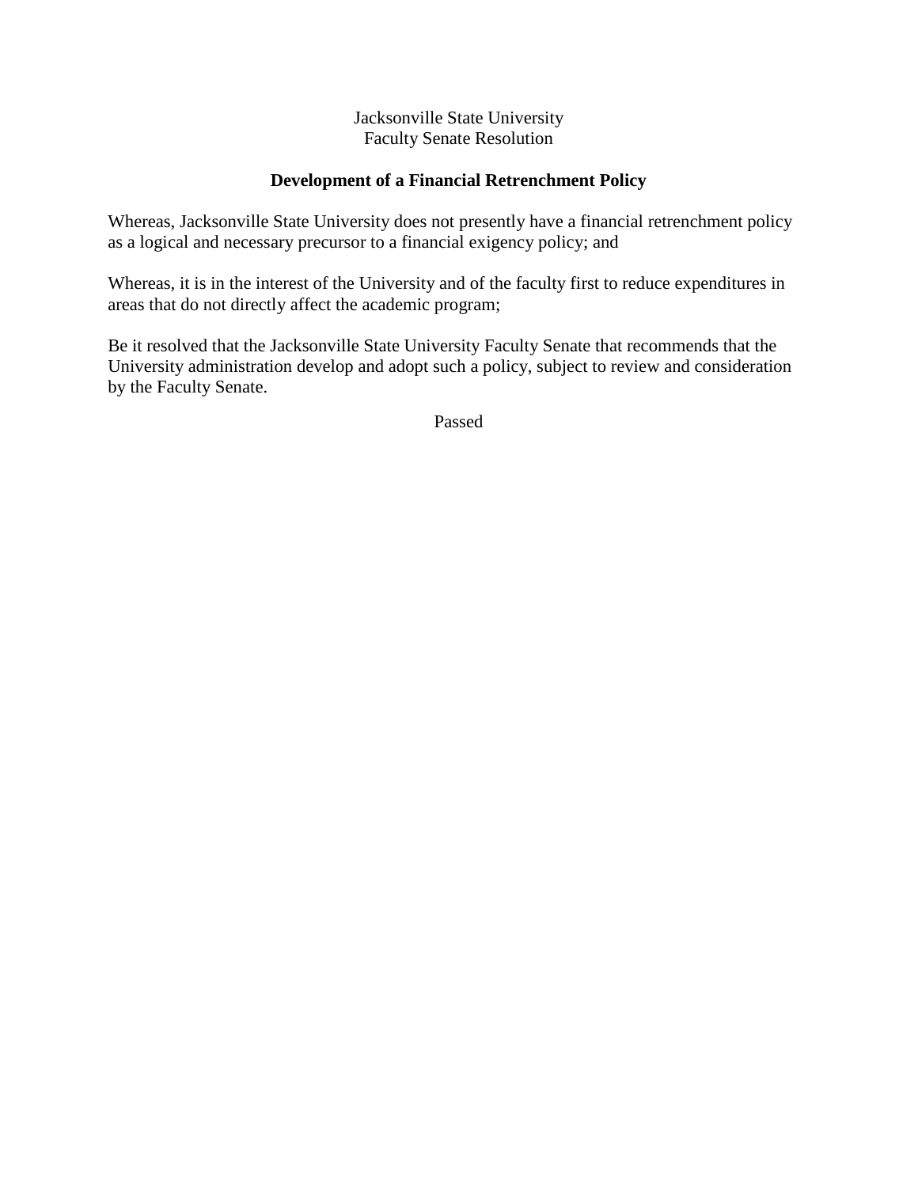Jacksonville State University
Faculty Senate Resolution

**Development of a Financial Retrenchment Policy**

Whereas, Jacksonville State University does not presently have a financial retrenchment policy as a logical and necessary precursor to a financial exigency policy; and

Whereas, it is in the interest of the University and of the faculty first to reduce expenditures in areas that do not directly affect the academic program;

Be it resolved that the Jacksonville State University Faculty Senate that recommends that the University administration develop and adopt such a policy, subject to review and consideration by the Faculty Senate.

Passed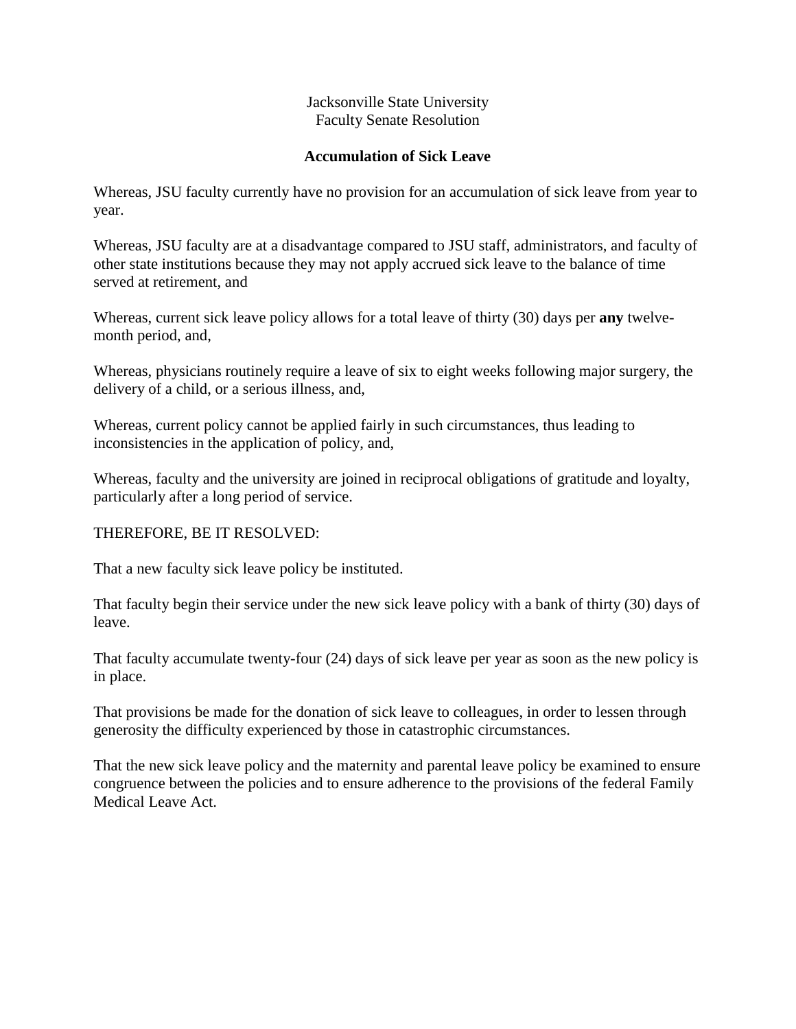Jacksonville State University
Faculty Senate Resolution

## Accumulation of Sick Leave

Whereas, JSU faculty currently have no provision for an accumulation of sick leave from year to year.

Whereas, JSU faculty are at a disadvantage compared to JSU staff, administrators, and faculty of other state institutions because they may not apply accrued sick leave to the balance of time served at retirement, and

Whereas, current sick leave policy allows for a total leave of thirty (30) days per **any** twelve-month period, and,

Whereas, physicians routinely require a leave of six to eight weeks following major surgery, the delivery of a child, or a serious illness, and,

Whereas, current policy cannot be applied fairly in such circumstances, thus leading to inconsistencies in the application of policy, and,

Whereas, faculty and the university are joined in reciprocal obligations of gratitude and loyalty, particularly after a long period of service.

THEREFORE, BE IT RESOLVED:

That a new faculty sick leave policy be instituted.

That faculty begin their service under the new sick leave policy with a bank of thirty (30) days of leave.

That faculty accumulate twenty-four (24) days of sick leave per year as soon as the new policy is in place.

That provisions be made for the donation of sick leave to colleagues, in order to lessen through generosity the difficulty experienced by those in catastrophic circumstances.

That the new sick leave policy and the maternity and parental leave policy be examined to ensure congruence between the policies and to ensure adherence to the provisions of the federal Family Medical Leave Act.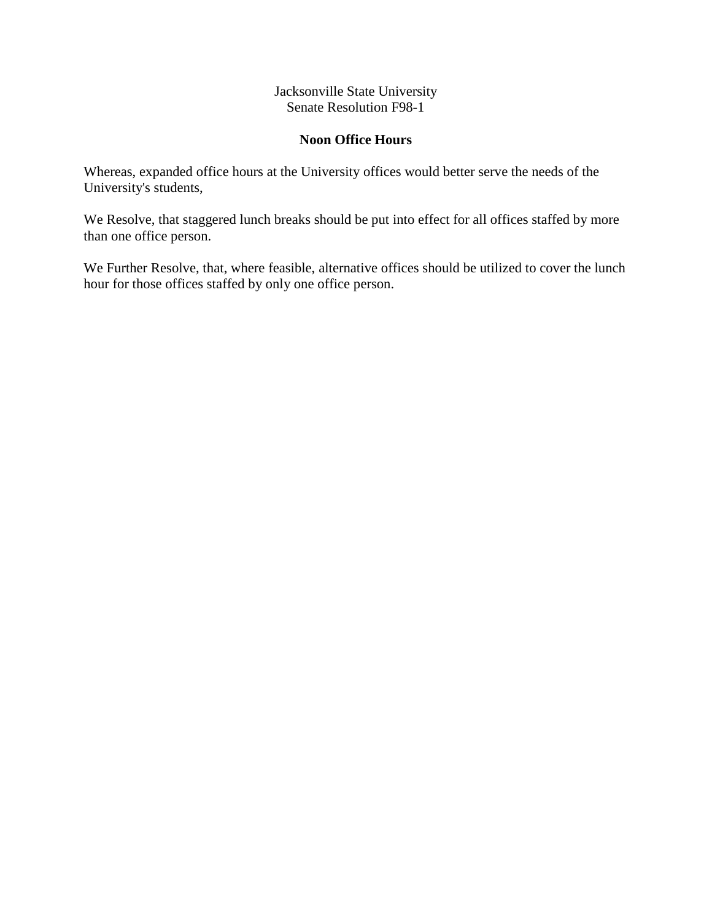Jacksonville State University
Senate Resolution F98-1

**Noon Office Hours**

Whereas, expanded office hours at the University offices would better serve the needs of the University's students,

We Resolve, that staggered lunch breaks should be put into effect for all offices staffed by more than one office person.

We Further Resolve, that, where feasible, alternative offices should be utilized to cover the lunch hour for those offices staffed by only one office person.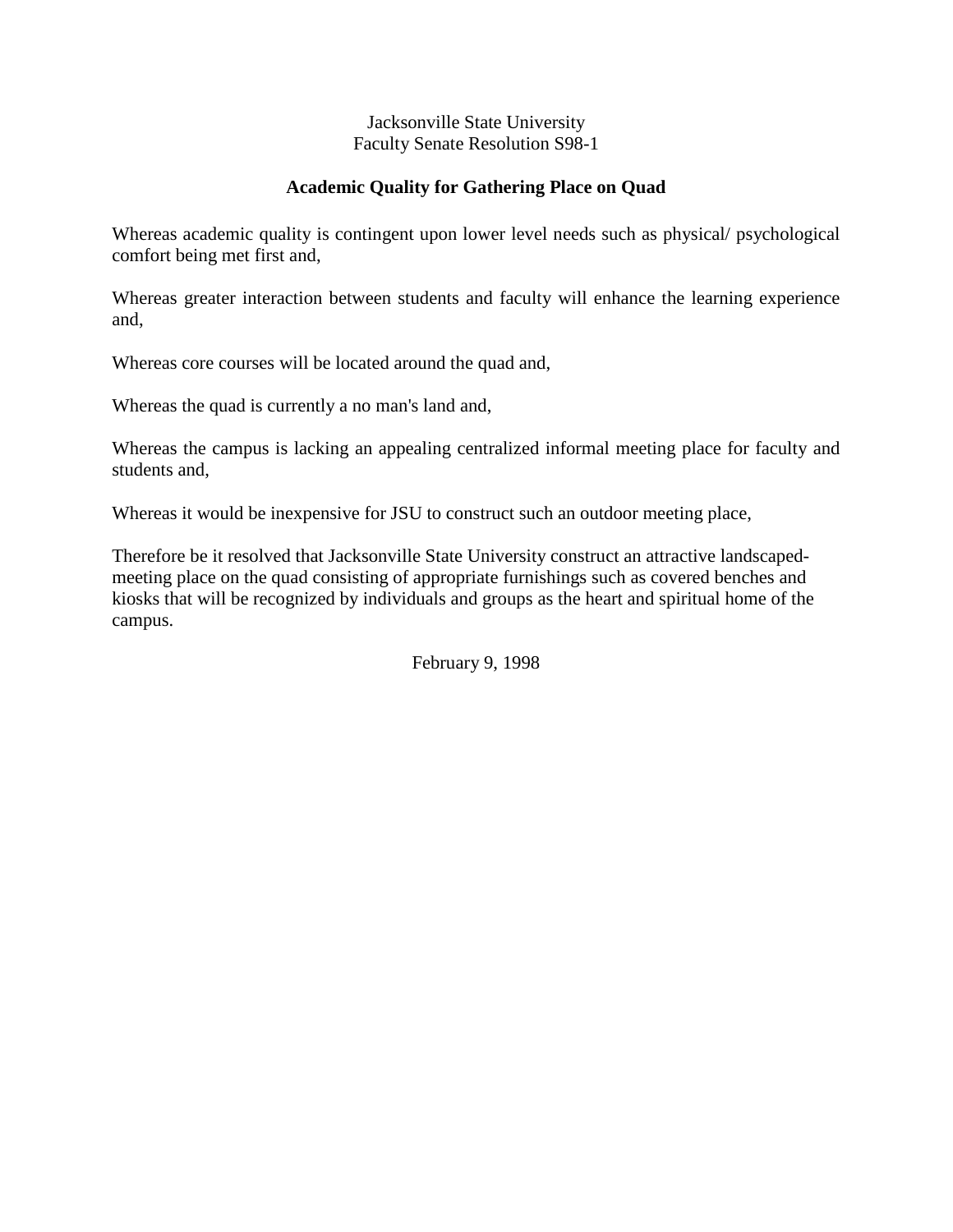Jacksonville State University
Faculty Senate Resolution S98-1

## Academic Quality for Gathering Place on Quad

Whereas academic quality is contingent upon lower level needs such as physical/ psychological comfort being met first and,

Whereas greater interaction between students and faculty will enhance the learning experience and,

Whereas core courses will be located around the quad and,

Whereas the quad is currently a no man's land and,

Whereas the campus is lacking an appealing centralized informal meeting place for faculty and students and,

Whereas it would be inexpensive for JSU to construct such an outdoor meeting place,

Therefore be it resolved that Jacksonville State University construct an attractive landscaped-meeting place on the quad consisting of appropriate furnishings such as covered benches and kiosks that will be recognized by individuals and groups as the heart and spiritual home of the campus.

February 9, 1998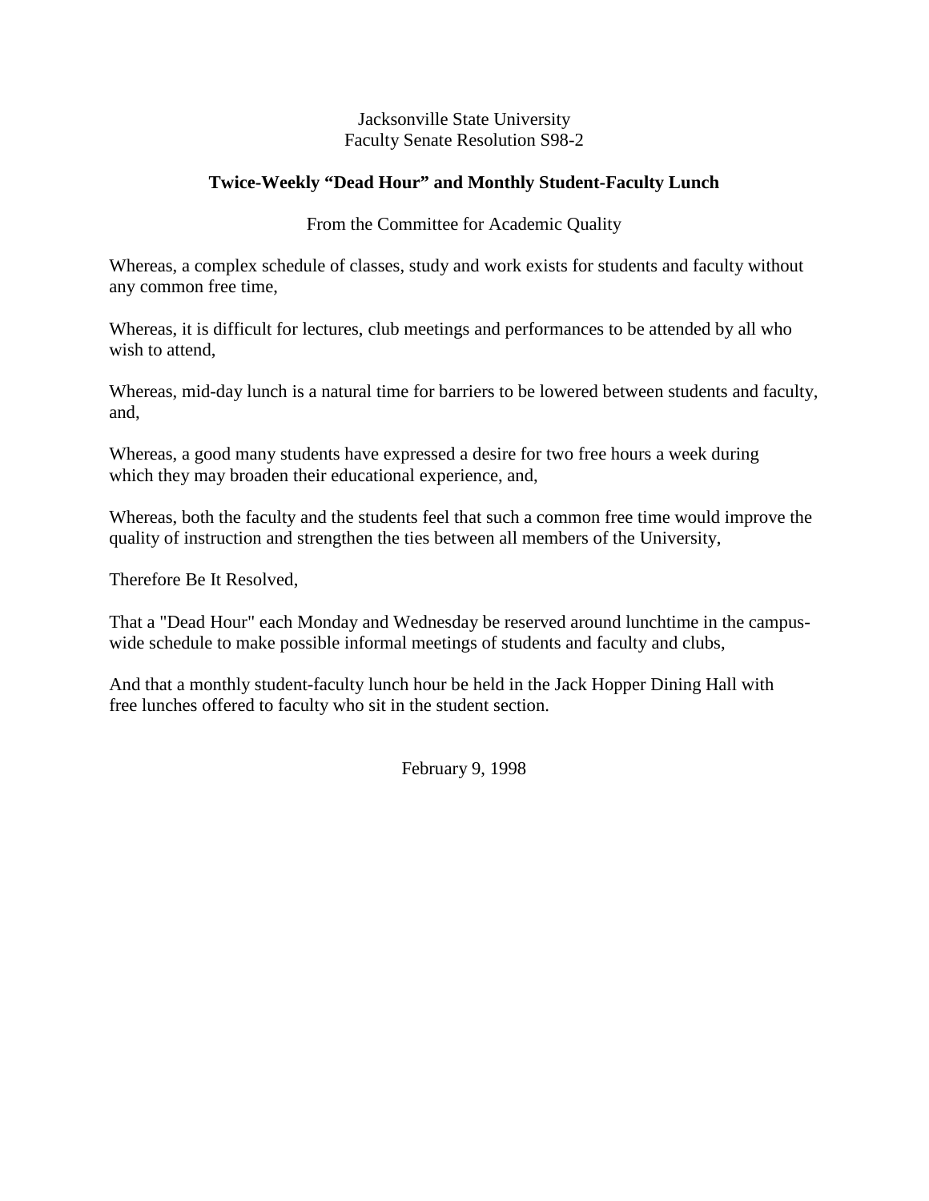Jacksonville State University
Faculty Senate Resolution S98-2

## Twice-Weekly "Dead Hour" and Monthly Student-Faculty Lunch

From the Committee for Academic Quality

Whereas, a complex schedule of classes, study and work exists for students and faculty without any common free time,

Whereas, it is difficult for lectures, club meetings and performances to be attended by all who wish to attend,

Whereas, mid-day lunch is a natural time for barriers to be lowered between students and faculty, and,

Whereas, a good many students have expressed a desire for two free hours a week during which they may broaden their educational experience, and,

Whereas, both the faculty and the students feel that such a common free time would improve the quality of instruction and strengthen the ties between all members of the University,

Therefore Be It Resolved,

That a "Dead Hour" each Monday and Wednesday be reserved around lunchtime in the campus-wide schedule to make possible informal meetings of students and faculty and clubs,

And that a monthly student-faculty lunch hour be held in the Jack Hopper Dining Hall with free lunches offered to faculty who sit in the student section.

February 9, 1998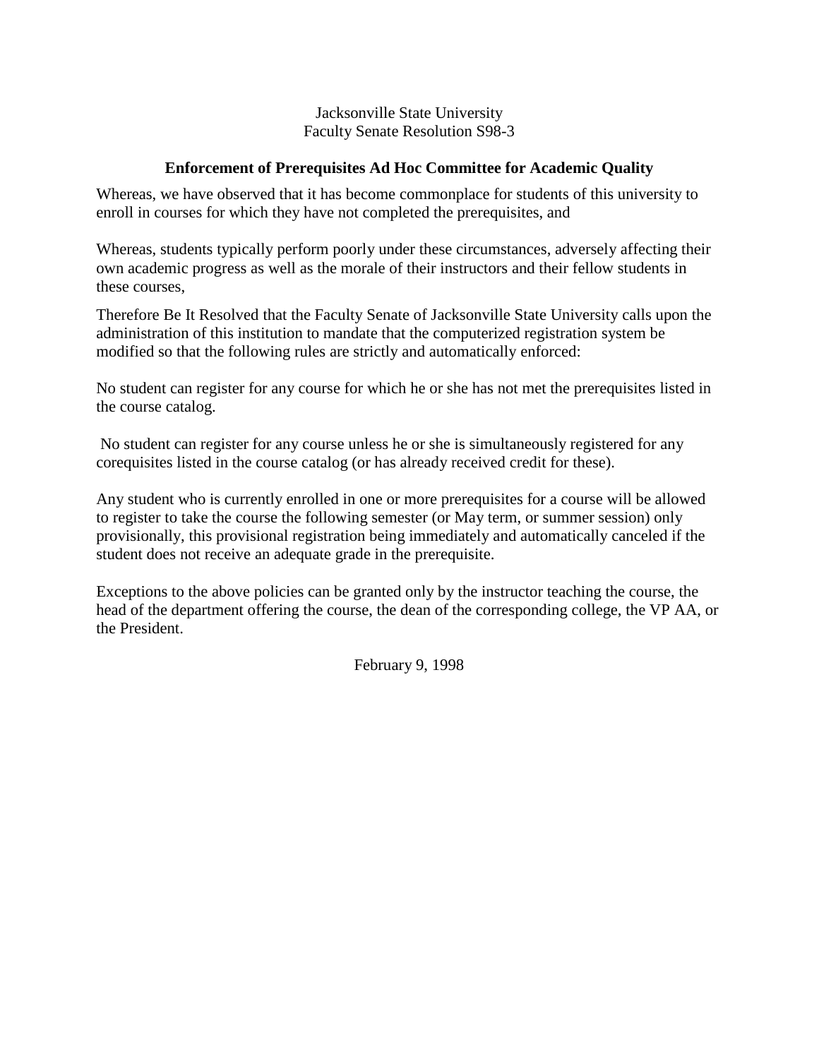Jacksonville State University
Faculty Senate Resolution S98-3

**Enforcement of Prerequisites Ad Hoc Committee for Academic Quality**

Whereas, we have observed that it has become commonplace for students of this university to enroll in courses for which they have not completed the prerequisites, and

Whereas, students typically perform poorly under these circumstances, adversely affecting their own academic progress as well as the morale of their instructors and their fellow students in these courses,

Therefore Be It Resolved that the Faculty Senate of Jacksonville State University calls upon the administration of this institution to mandate that the computerized registration system be modified so that the following rules are strictly and automatically enforced:

No student can register for any course for which he or she has not met the prerequisites listed in the course catalog.

No student can register for any course unless he or she is simultaneously registered for any corequisites listed in the course catalog (or has already received credit for these).

Any student who is currently enrolled in one or more prerequisites for a course will be allowed to register to take the course the following semester (or May term, or summer session) only provisionally, this provisional registration being immediately and automatically canceled if the student does not receive an adequate grade in the prerequisite.

Exceptions to the above policies can be granted only by the instructor teaching the course, the head of the department offering the course, the dean of the corresponding college, the VP AA, or the President.

February 9, 1998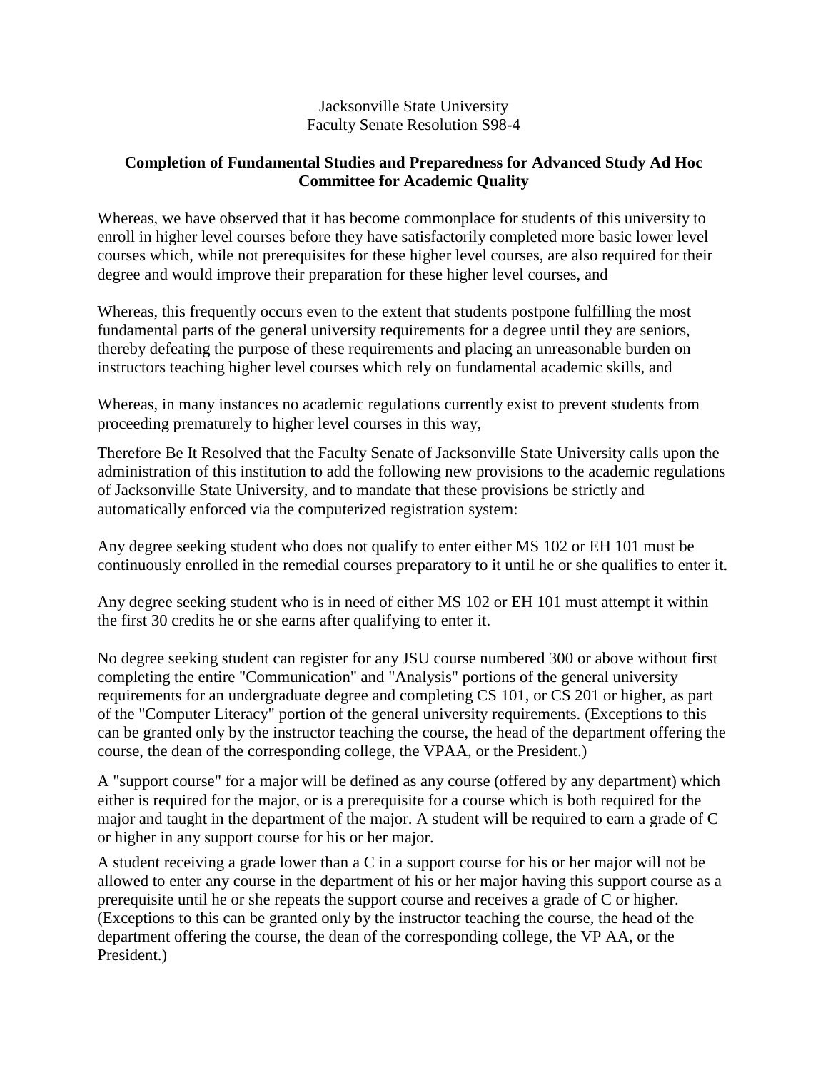Jacksonville State University
Faculty Senate Resolution S98-4

**Completion of Fundamental Studies and Preparedness for Advanced Study Ad Hoc Committee for Academic Quality**

Whereas, we have observed that it has become commonplace for students of this university to enroll in higher level courses before they have satisfactorily completed more basic lower level courses which, while not prerequisites for these higher level courses, are also required for their degree and would improve their preparation for these higher level courses, and

Whereas, this frequently occurs even to the extent that students postpone fulfilling the most fundamental parts of the general university requirements for a degree until they are seniors, thereby defeating the purpose of these requirements and placing an unreasonable burden on instructors teaching higher level courses which rely on fundamental academic skills, and

Whereas, in many instances no academic regulations currently exist to prevent students from proceeding prematurely to higher level courses in this way,

Therefore Be It Resolved that the Faculty Senate of Jacksonville State University calls upon the administration of this institution to add the following new provisions to the academic regulations of Jacksonville State University, and to mandate that these provisions be strictly and automatically enforced via the computerized registration system:

Any degree seeking student who does not qualify to enter either MS 102 or EH 101 must be continuously enrolled in the remedial courses preparatory to it until he or she qualifies to enter it.

Any degree seeking student who is in need of either MS 102 or EH 101 must attempt it within the first 30 credits he or she earns after qualifying to enter it.

No degree seeking student can register for any JSU course numbered 300 or above without first completing the entire "Communication" and "Analysis" portions of the general university requirements for an undergraduate degree and completing CS 101, or CS 201 or higher, as part of the "Computer Literacy" portion of the general university requirements. (Exceptions to this can be granted only by the instructor teaching the course, the head of the department offering the course, the dean of the corresponding college, the VPAA, or the President.)

A "support course" for a major will be defined as any course (offered by any department) which either is required for the major, or is a prerequisite for a course which is both required for the major and taught in the department of the major. A student will be required to earn a grade of C or higher in any support course for his or her major.

A student receiving a grade lower than a C in a support course for his or her major will not be allowed to enter any course in the department of his or her major having this support course as a prerequisite until he or she repeats the support course and receives a grade of C or higher. (Exceptions to this can be granted only by the instructor teaching the course, the head of the department offering the course, the dean of the corresponding college, the VP AA, or the President.)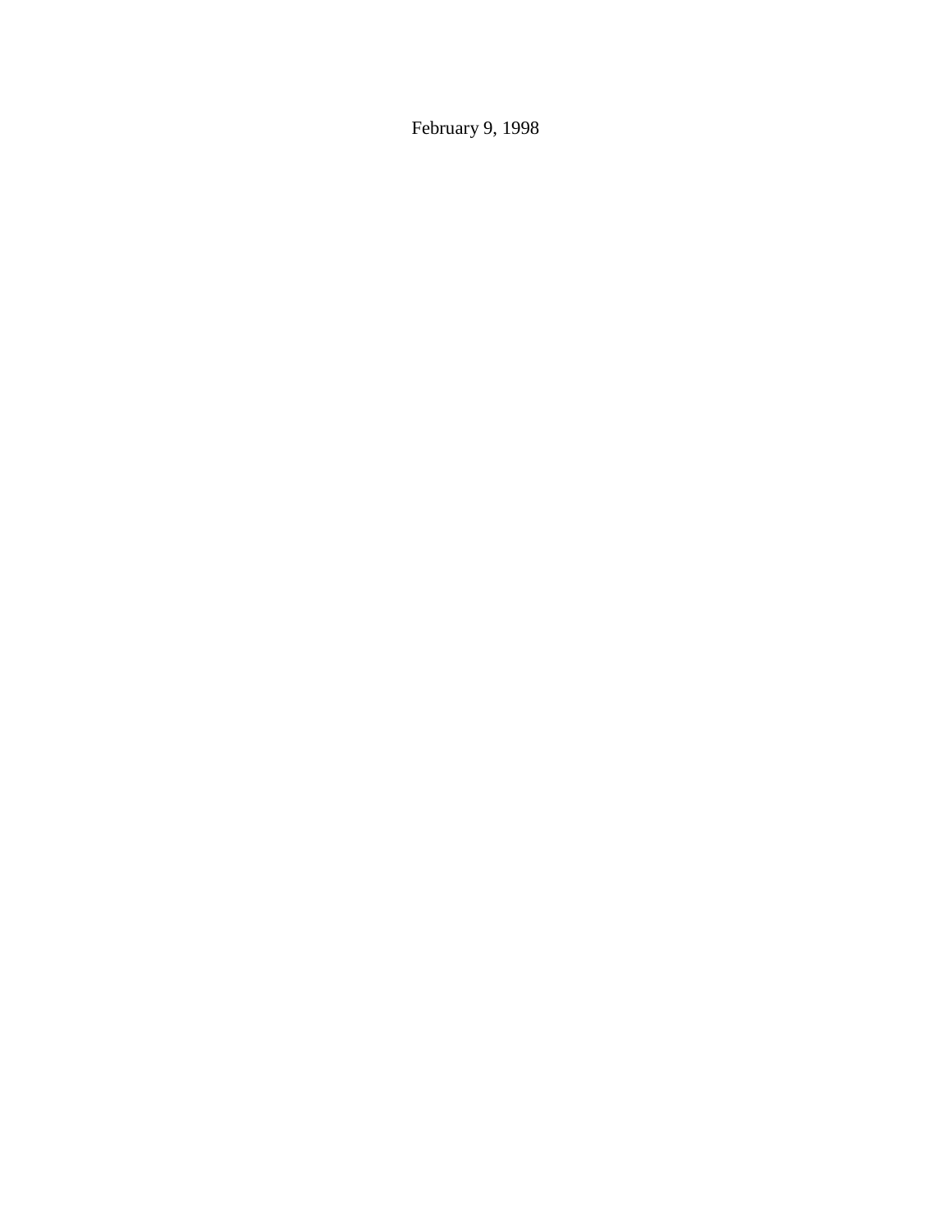February 9, 1998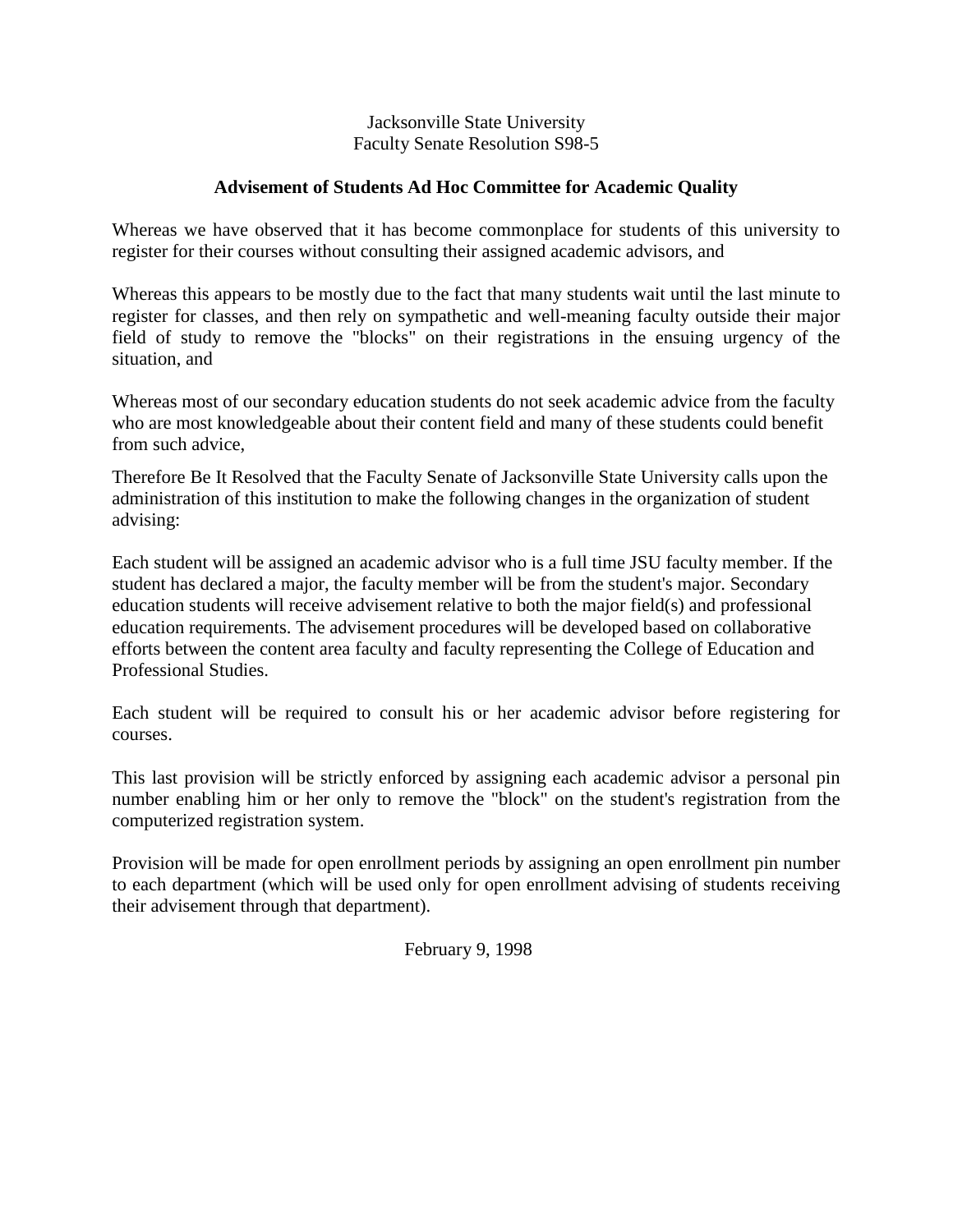Jacksonville State University
Faculty Senate Resolution S98-5

## Advisement of Students Ad Hoc Committee for Academic Quality

Whereas we have observed that it has become commonplace for students of this university to register for their courses without consulting their assigned academic advisors, and

Whereas this appears to be mostly due to the fact that many students wait until the last minute to register for classes, and then rely on sympathetic and well-meaning faculty outside their major field of study to remove the "blocks" on their registrations in the ensuing urgency of the situation, and

Whereas most of our secondary education students do not seek academic advice from the faculty who are most knowledgeable about their content field and many of these students could benefit from such advice,

Therefore Be It Resolved that the Faculty Senate of Jacksonville State University calls upon the administration of this institution to make the following changes in the organization of student advising:

Each student will be assigned an academic advisor who is a full time JSU faculty member. If the student has declared a major, the faculty member will be from the student's major. Secondary education students will receive advisement relative to both the major field(s) and professional education requirements. The advisement procedures will be developed based on collaborative efforts between the content area faculty and faculty representing the College of Education and Professional Studies.

Each student will be required to consult his or her academic advisor before registering for courses.

This last provision will be strictly enforced by assigning each academic advisor a personal pin number enabling him or her only to remove the "block" on the student's registration from the computerized registration system.

Provision will be made for open enrollment periods by assigning an open enrollment pin number to each department (which will be used only for open enrollment advising of students receiving their advisement through that department).

February 9, 1998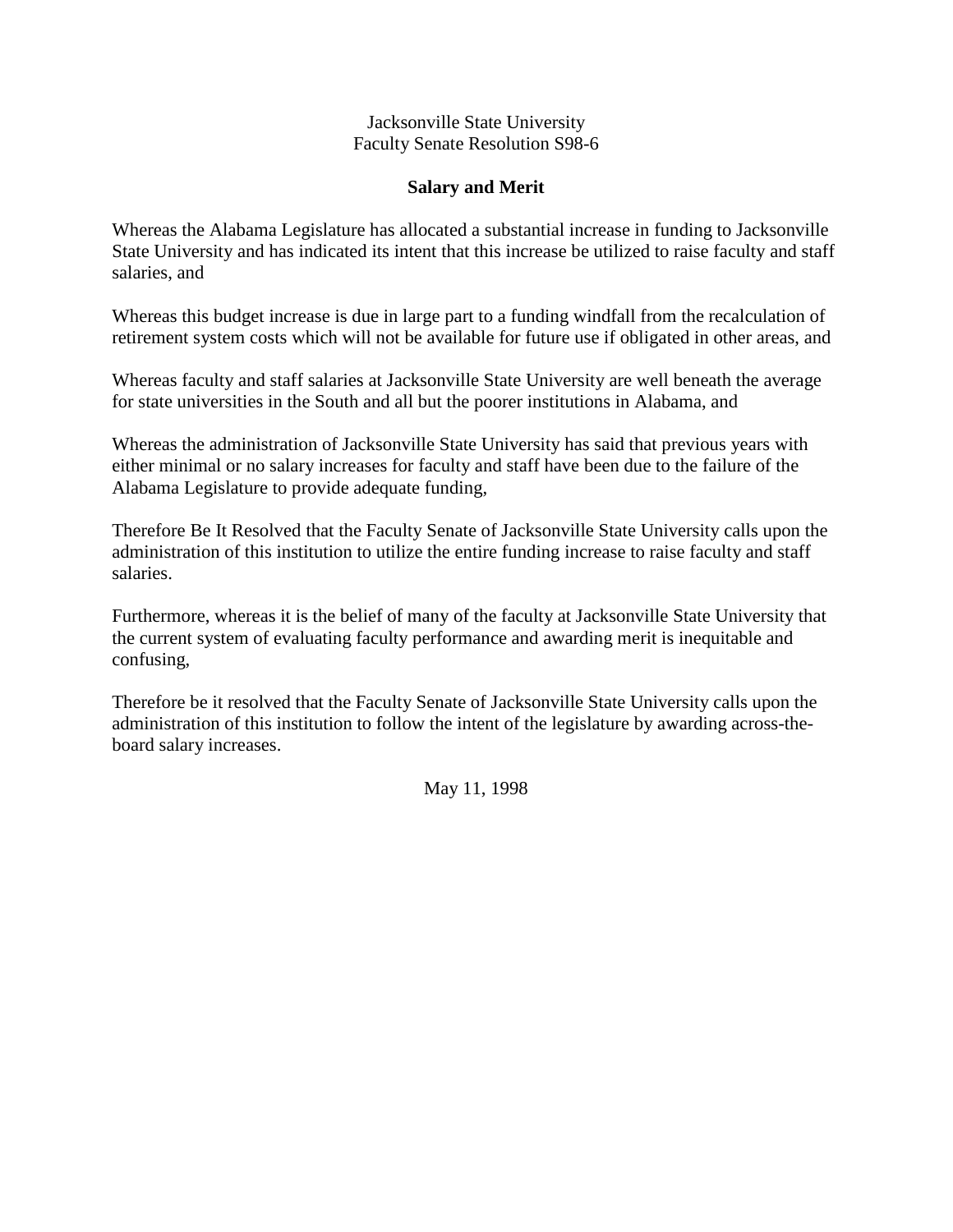Jacksonville State University
Faculty Senate Resolution S98-6

**Salary and Merit**

Whereas the Alabama Legislature has allocated a substantial increase in funding to Jacksonville State University and has indicated its intent that this increase be utilized to raise faculty and staff salaries, and

Whereas this budget increase is due in large part to a funding windfall from the recalculation of retirement system costs which will not be available for future use if obligated in other areas, and

Whereas faculty and staff salaries at Jacksonville State University are well beneath the average for state universities in the South and all but the poorer institutions in Alabama, and

Whereas the administration of Jacksonville State University has said that previous years with either minimal or no salary increases for faculty and staff have been due to the failure of the Alabama Legislature to provide adequate funding,

Therefore Be It Resolved that the Faculty Senate of Jacksonville State University calls upon the administration of this institution to utilize the entire funding increase to raise faculty and staff salaries.

Furthermore, whereas it is the belief of many of the faculty at Jacksonville State University that the current system of evaluating faculty performance and awarding merit is inequitable and confusing,

Therefore be it resolved that the Faculty Senate of Jacksonville State University calls upon the administration of this institution to follow the intent of the legislature by awarding across-the-board salary increases.

May 11, 1998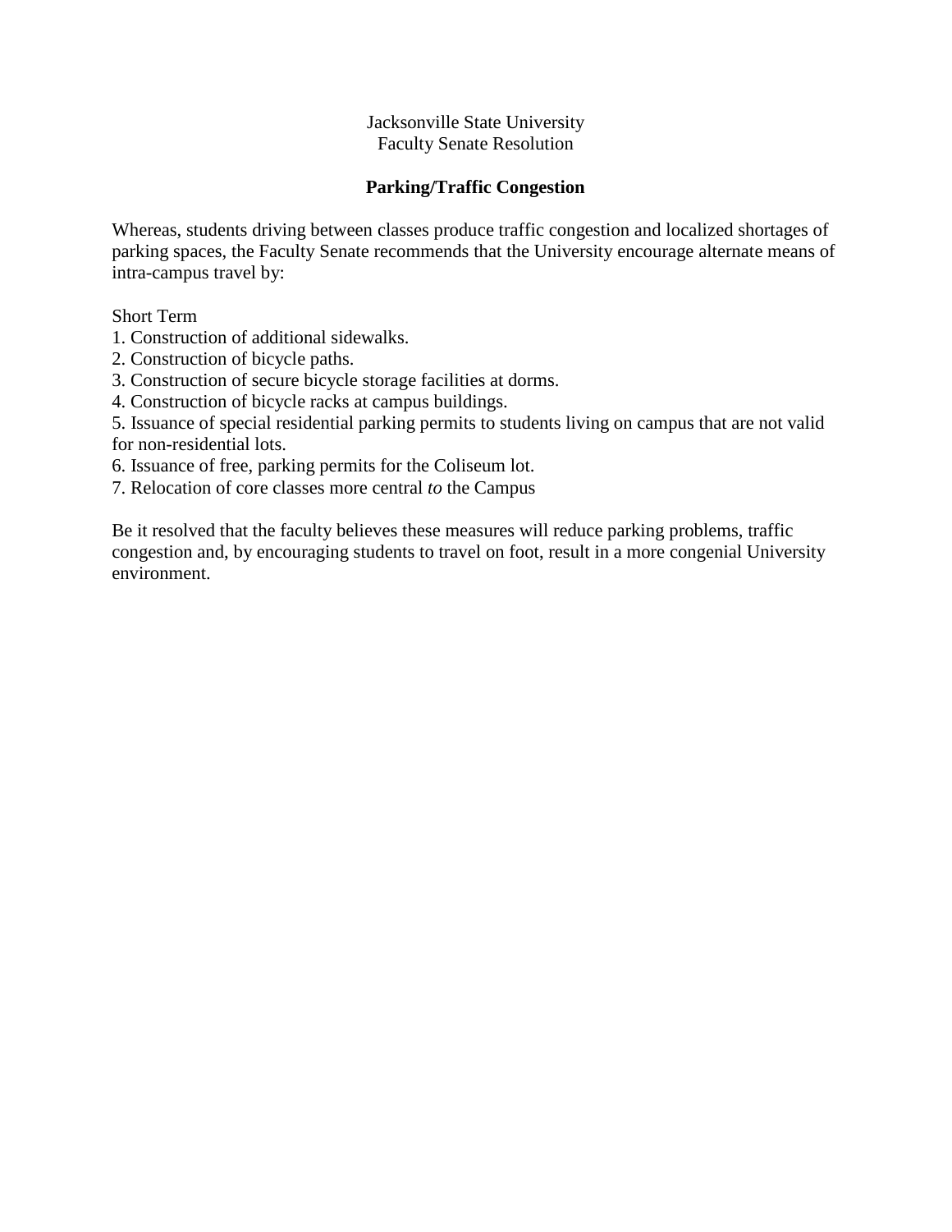Jacksonville State University
Faculty Senate Resolution

**Parking/Traffic Congestion**

Whereas, students driving between classes produce traffic congestion and localized shortages of parking spaces, the Faculty Senate recommends that the University encourage alternate means of intra-campus travel by:

Short Term

1. Construction of additional sidewalks.
2. Construction of bicycle paths.
3. Construction of secure bicycle storage facilities at dorms.
4. Construction of bicycle racks at campus buildings.
5. Issuance of special residential parking permits to students living on campus that are not valid for non-residential lots.
6. Issuance of free, parking permits for the Coliseum lot.
7. Relocation of core classes more central *to* the Campus

Be it resolved that the faculty believes these measures will reduce parking problems, traffic congestion and, by encouraging students to travel on foot, result in a more congenial University environment.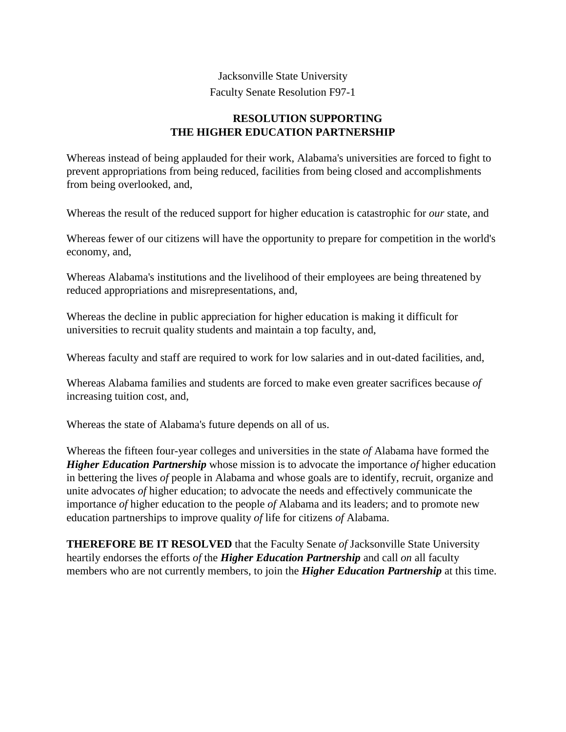Jacksonville State University
Faculty Senate Resolution F97-1

**RESOLUTION SUPPORTING THE HIGHER EDUCATION PARTNERSHIP**

Whereas instead of being applauded for their work, Alabama's universities are forced to fight to prevent appropriations from being reduced, facilities from being closed and accomplishments from being overlooked, and,

Whereas the result of the reduced support for higher education is catastrophic for *our* state, and

Whereas fewer of our citizens will have the opportunity to prepare for competition in the world's economy, and,

Whereas Alabama's institutions and the livelihood of their employees are being threatened by reduced appropriations and misrepresentations, and,

Whereas the decline in public appreciation for higher education is making it difficult for universities to recruit quality students and maintain a top faculty, and,

Whereas faculty and staff are required to work for low salaries and in out-dated facilities, and,

Whereas Alabama families and students are forced to make even greater sacrifices because *of* increasing tuition cost, and,

Whereas the state of Alabama's future depends on all of us.

Whereas the fifteen four-year colleges and universities in the state *of* Alabama have formed the ***Higher Education Partnership*** whose mission is to advocate the importance *of* higher education in bettering the lives *of* people in Alabama and whose goals are to identify, recruit, organize and unite advocates *of* higher education; to advocate the needs and effectively communicate the importance *of* higher education to the people *of* Alabama and its leaders; and to promote new education partnerships to improve quality *of* life for citizens *of* Alabama.

**THEREFORE BE IT RESOLVED** that the Faculty Senate *of* Jacksonville State University heartily endorses the efforts *of* the ***Higher Education Partnership*** and call *on* all faculty members who are not currently members, to join the ***Higher Education Partnership*** at this time.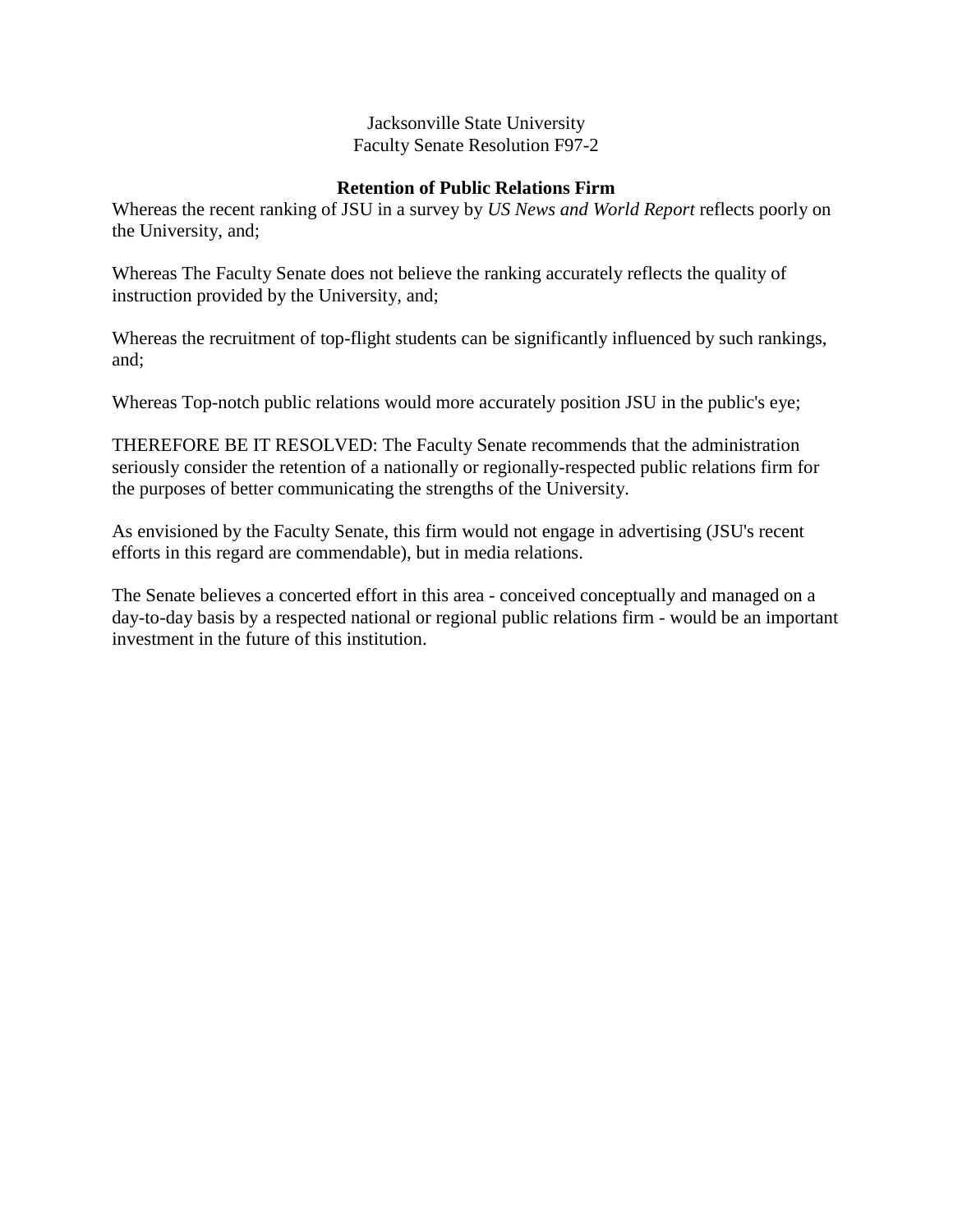Jacksonville State University
Faculty Senate Resolution F97-2

**Retention of Public Relations Firm**

Whereas the recent ranking of JSU in a survey by *US News and World Report* reflects poorly on the University, and;

Whereas The Faculty Senate does not believe the ranking accurately reflects the quality of instruction provided by the University, and;

Whereas the recruitment of top-flight students can be significantly influenced by such rankings, and;

Whereas Top-notch public relations would more accurately position JSU in the public's eye;

THEREFORE BE IT RESOLVED: The Faculty Senate recommends that the administration seriously consider the retention of a nationally or regionally-respected public relations firm for the purposes of better communicating the strengths of the University.

As envisioned by the Faculty Senate, this firm would not engage in advertising (JSU's recent efforts in this regard are commendable), but in media relations.

The Senate believes a concerted effort in this area - conceived conceptually and managed on a day-to-day basis by a respected national or regional public relations firm - would be an important investment in the future of this institution.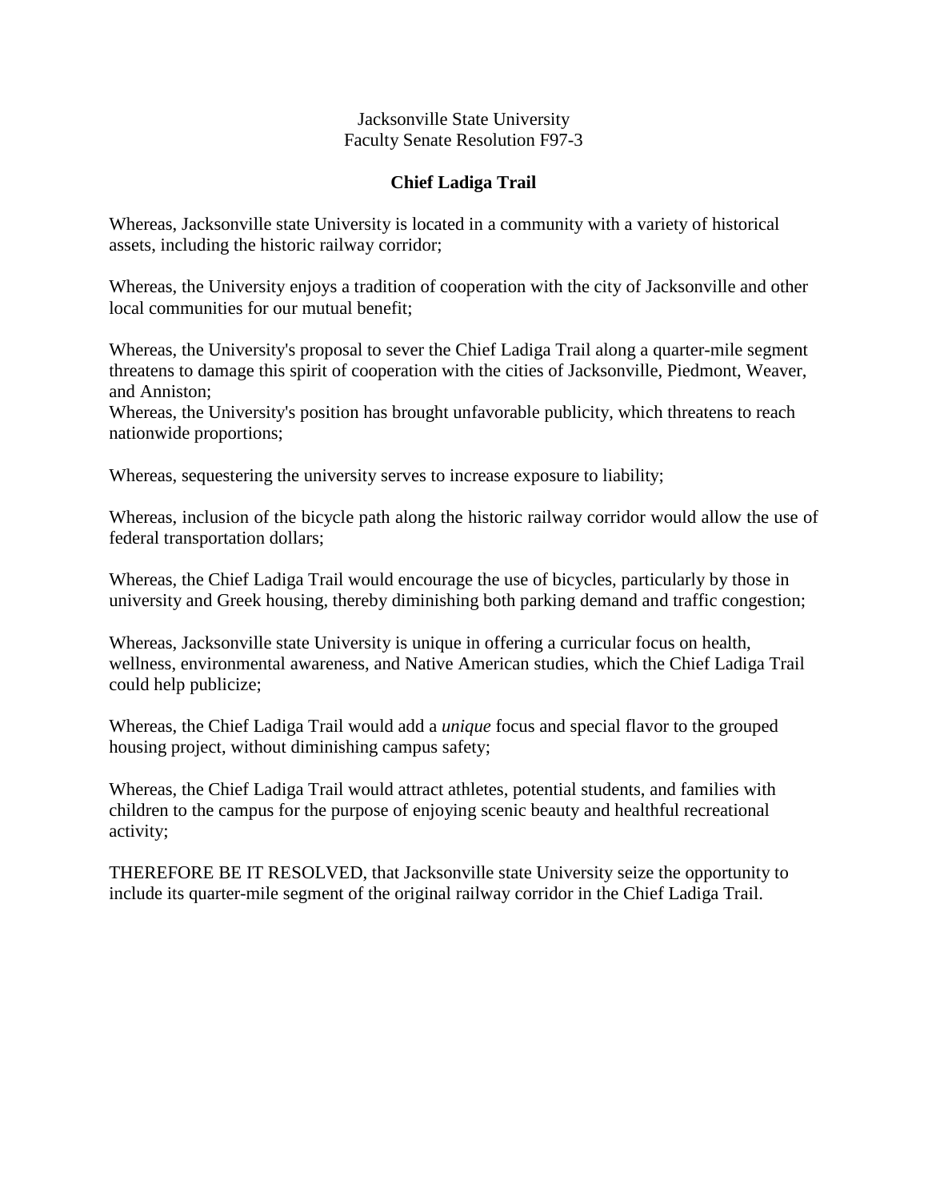Jacksonville State University
Faculty Senate Resolution F97-3

**Chief Ladiga Trail**

Whereas, Jacksonville state University is located in a community with a variety of historical assets, including the historic railway corridor;

Whereas, the University enjoys a tradition of cooperation with the city of Jacksonville and other local communities for our mutual benefit;

Whereas, the University's proposal to sever the Chief Ladiga Trail along a quarter-mile segment threatens to damage this spirit of cooperation with the cities of Jacksonville, Piedmont, Weaver, and Anniston;
Whereas, the University's position has brought unfavorable publicity, which threatens to reach nationwide proportions;

Whereas, sequestering the university serves to increase exposure to liability;

Whereas, inclusion of the bicycle path along the historic railway corridor would allow the use of federal transportation dollars;

Whereas, the Chief Ladiga Trail would encourage the use of bicycles, particularly by those in university and Greek housing, thereby diminishing both parking demand and traffic congestion;

Whereas, Jacksonville state University is unique in offering a curricular focus on health, wellness, environmental awareness, and Native American studies, which the Chief Ladiga Trail could help publicize;

Whereas, the Chief Ladiga Trail would add a *unique* focus and special flavor to the grouped housing project, without diminishing campus safety;

Whereas, the Chief Ladiga Trail would attract athletes, potential students, and families with children to the campus for the purpose of enjoying scenic beauty and healthful recreational activity;

THEREFORE BE IT RESOLVED, that Jacksonville state University seize the opportunity to include its quarter-mile segment of the original railway corridor in the Chief Ladiga Trail.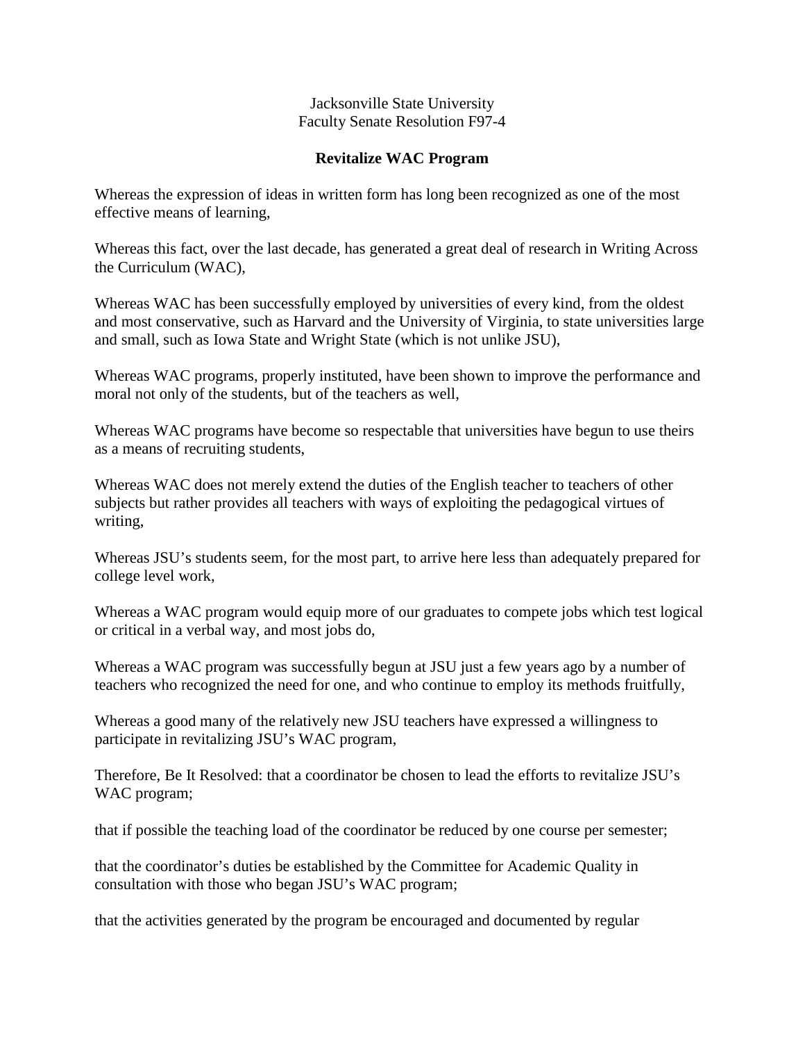Jacksonville State University
Faculty Senate Resolution F97-4

**Revitalize WAC Program**

Whereas the expression of ideas in written form has long been recognized as one of the most effective means of learning,

Whereas this fact, over the last decade, has generated a great deal of research in Writing Across the Curriculum (WAC),

Whereas WAC has been successfully employed by universities of every kind, from the oldest and most conservative, such as Harvard and the University of Virginia, to state universities large and small, such as Iowa State and Wright State (which is not unlike JSU),

Whereas WAC programs, properly instituted, have been shown to improve the performance and moral not only of the students, but of the teachers as well,

Whereas WAC programs have become so respectable that universities have begun to use theirs as a means of recruiting students,

Whereas WAC does not merely extend the duties of the English teacher to teachers of other subjects but rather provides all teachers with ways of exploiting the pedagogical virtues of writing,

Whereas JSU's students seem, for the most part, to arrive here less than adequately prepared for college level work,

Whereas a WAC program would equip more of our graduates to compete jobs which test logical or critical in a verbal way, and most jobs do,

Whereas a WAC program was successfully begun at JSU just a few years ago by a number of teachers who recognized the need for one, and who continue to employ its methods fruitfully,

Whereas a good many of the relatively new JSU teachers have expressed a willingness to participate in revitalizing JSU's WAC program,

Therefore, Be It Resolved: that a coordinator be chosen to lead the efforts to revitalize JSU's WAC program;

that if possible the teaching load of the coordinator be reduced by one course per semester;

that the coordinator's duties be established by the Committee for Academic Quality in consultation with those who began JSU's WAC program;

that the activities generated by the program be encouraged and documented by regular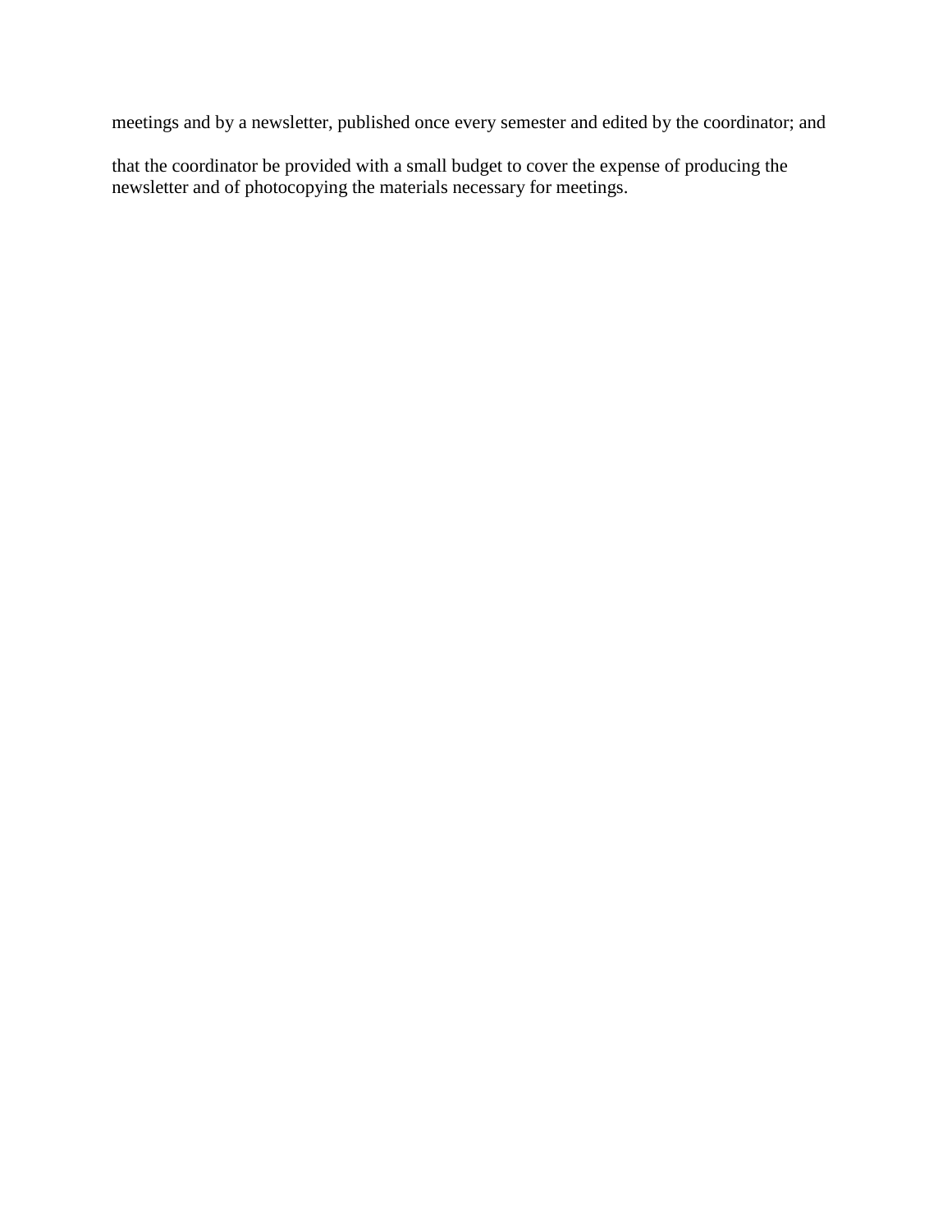meetings and by a newsletter, published once every semester and edited by the coordinator; and

that the coordinator be provided with a small budget to cover the expense of producing the newsletter and of photocopying the materials necessary for meetings.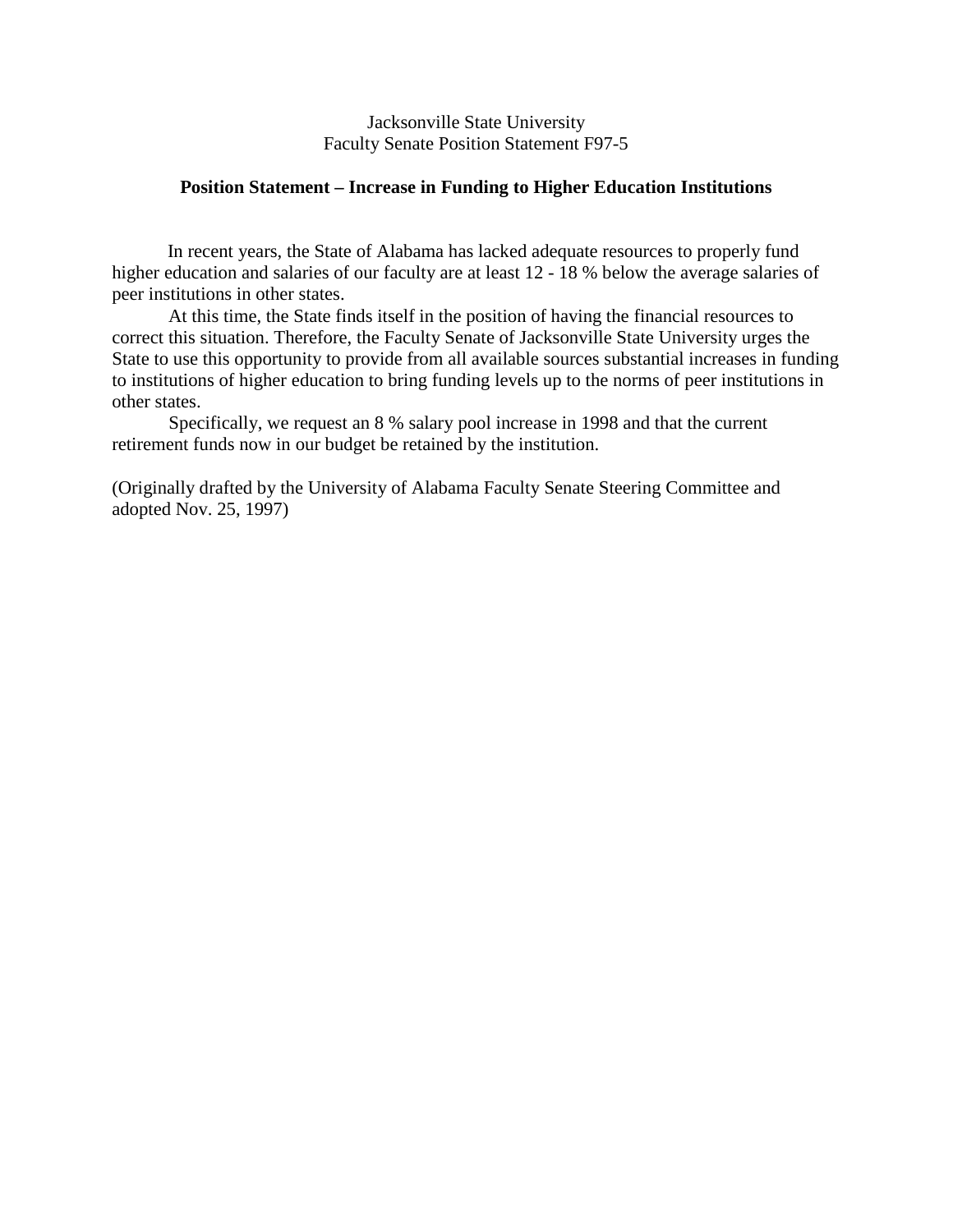Jacksonville State University
Faculty Senate Position Statement F97-5

**Position Statement – Increase in Funding to Higher Education Institutions**

In recent years, the State of Alabama has lacked adequate resources to properly fund higher education and salaries of our faculty are at least 12 - 18 % below the average salaries of peer institutions in other states.

At this time, the State finds itself in the position of having the financial resources to correct this situation. Therefore, the Faculty Senate of Jacksonville State University urges the State to use this opportunity to provide from all available sources substantial increases in funding to institutions of higher education to bring funding levels up to the norms of peer institutions in other states.

Specifically, we request an 8 % salary pool increase in 1998 and that the current retirement funds now in our budget be retained by the institution.

(Originally drafted by the University of Alabama Faculty Senate Steering Committee and adopted Nov. 25, 1997)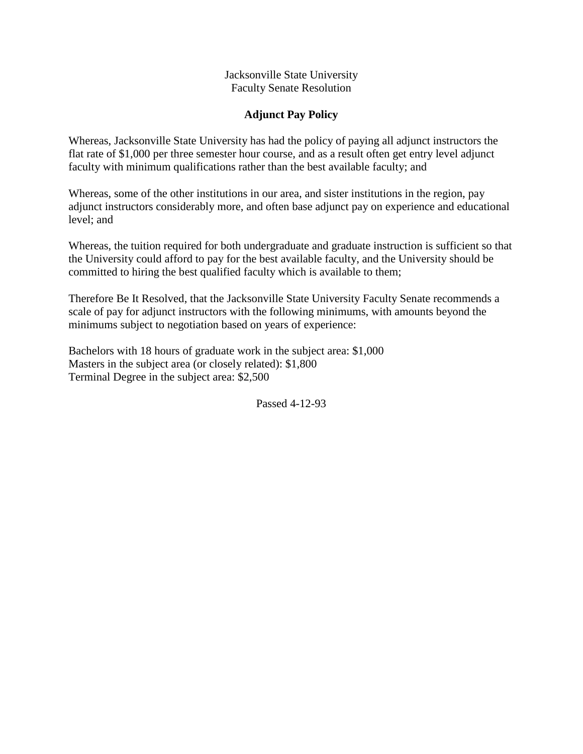Jacksonville State University
Faculty Senate Resolution

## Adjunct Pay Policy

Whereas, Jacksonville State University has had the policy of paying all adjunct instructors the flat rate of $1,000 per three semester hour course, and as a result often get entry level adjunct faculty with minimum qualifications rather than the best available faculty; and

Whereas, some of the other institutions in our area, and sister institutions in the region, pay adjunct instructors considerably more, and often base adjunct pay on experience and educational level; and

Whereas, the tuition required for both undergraduate and graduate instruction is sufficient so that the University could afford to pay for the best available faculty, and the University should be committed to hiring the best qualified faculty which is available to them;

Therefore Be It Resolved, that the Jacksonville State University Faculty Senate recommends a scale of pay for adjunct instructors with the following minimums, with amounts beyond the minimums subject to negotiation based on years of experience:

Bachelors with 18 hours of graduate work in the subject area: $1,000
Masters in the subject area (or closely related): $1,800
Terminal Degree in the subject area: $2,500

Passed 4-12-93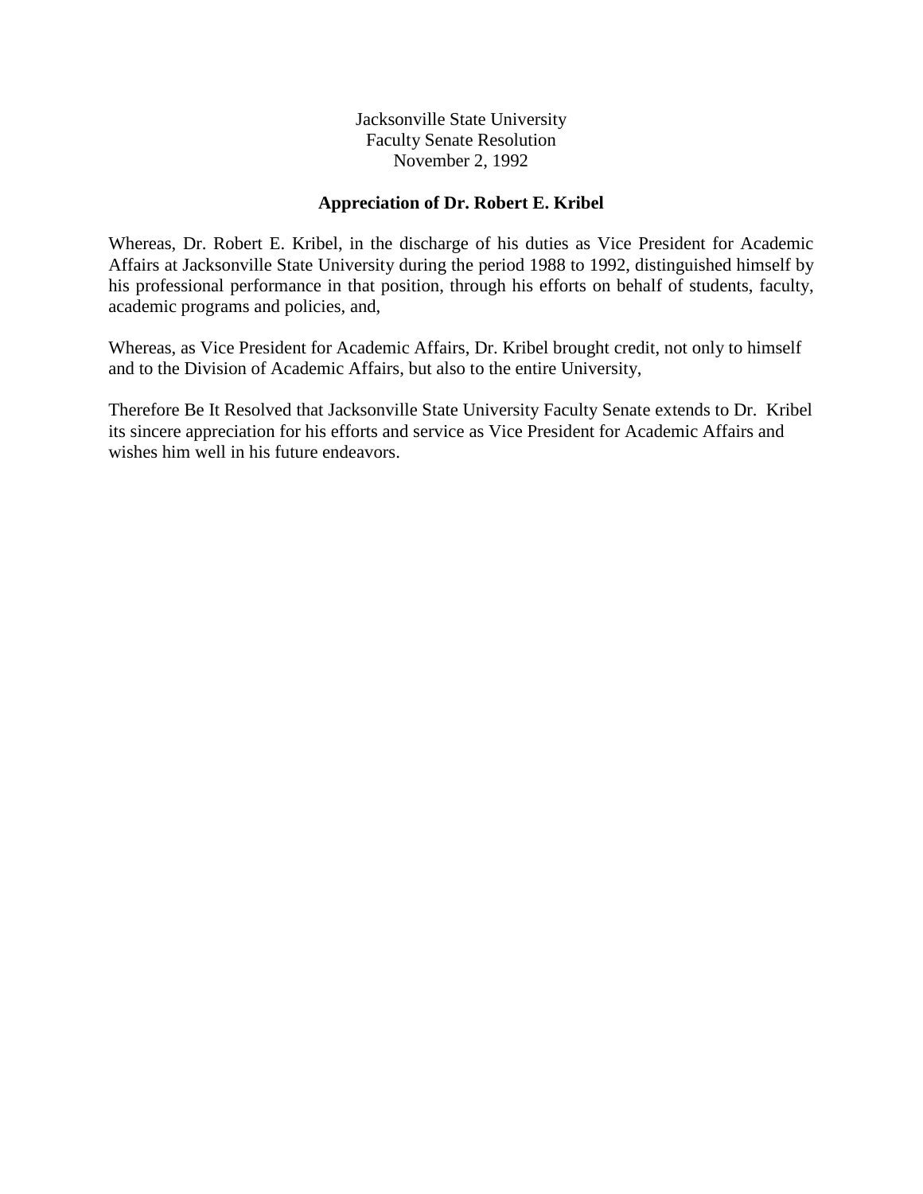Jacksonville State University
Faculty Senate Resolution
November 2, 1992

**Appreciation of Dr. Robert E. Kribel**

Whereas, Dr. Robert E. Kribel, in the discharge of his duties as Vice President for Academic Affairs at Jacksonville State University during the period 1988 to 1992, distinguished himself by his professional performance in that position, through his efforts on behalf of students, faculty, academic programs and policies, and,

Whereas, as Vice President for Academic Affairs, Dr. Kribel brought credit, not only to himself and to the Division of Academic Affairs, but also to the entire University,

Therefore Be It Resolved that Jacksonville State University Faculty Senate extends to Dr. Kribel its sincere appreciation for his efforts and service as Vice President for Academic Affairs and wishes him well in his future endeavors.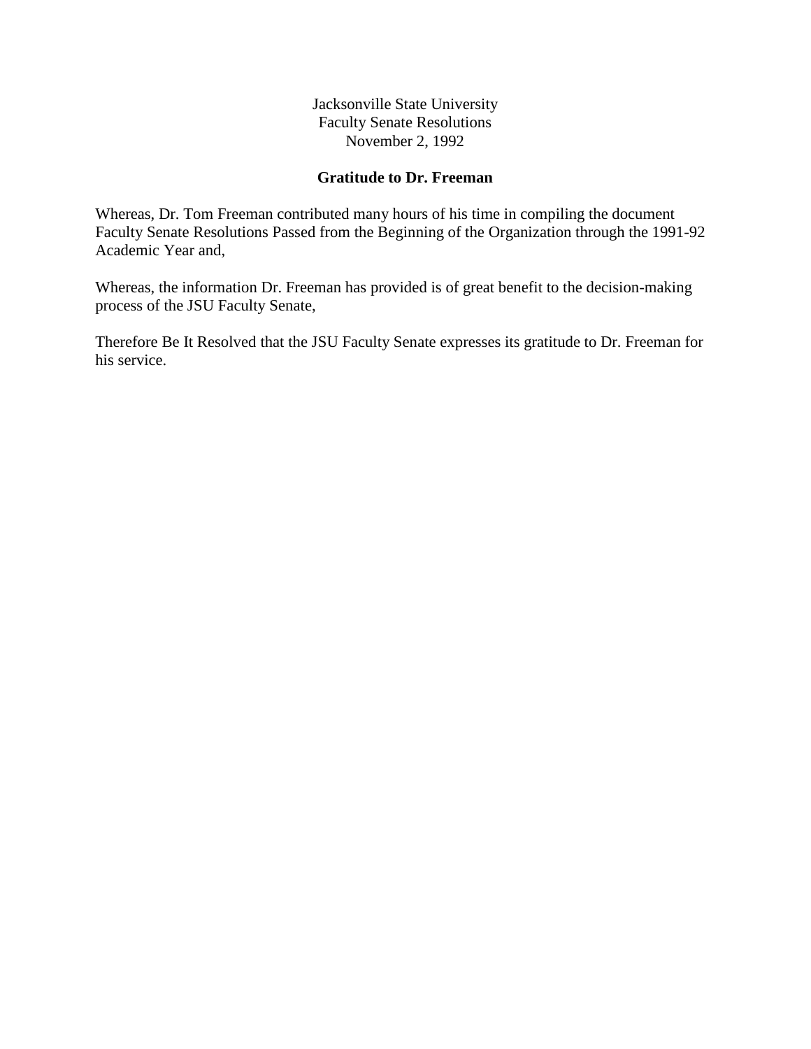Jacksonville State University
Faculty Senate Resolutions
November 2, 1992

**Gratitude to Dr. Freeman**

Whereas, Dr. Tom Freeman contributed many hours of his time in compiling the document Faculty Senate Resolutions Passed from the Beginning of the Organization through the 1991-92 Academic Year and,

Whereas, the information Dr. Freeman has provided is of great benefit to the decision-making process of the JSU Faculty Senate,

Therefore Be It Resolved that the JSU Faculty Senate expresses its gratitude to Dr. Freeman for his service.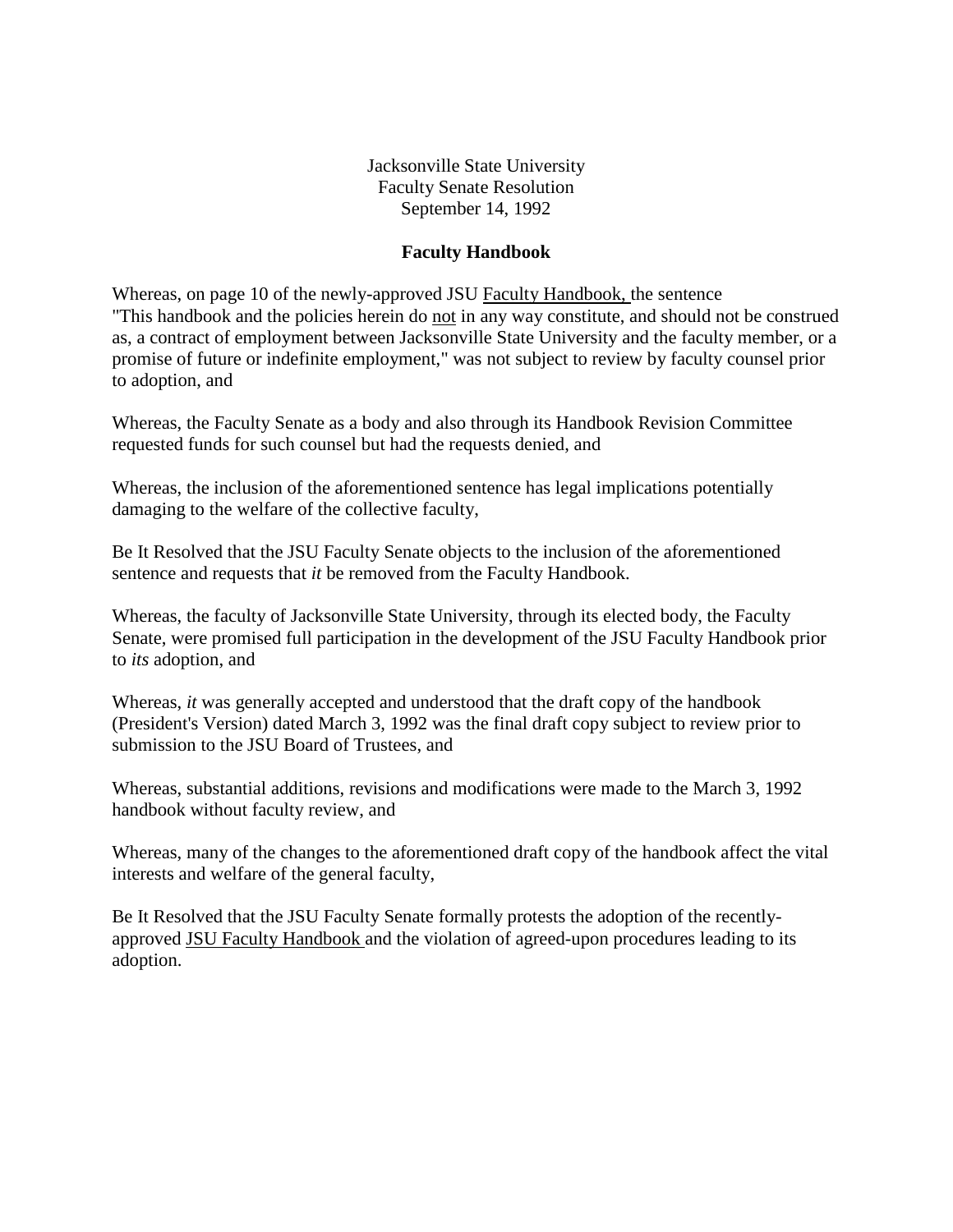Jacksonville State University
Faculty Senate Resolution
September 14, 1992

**Faculty Handbook**

Whereas, on page 10 of the newly-approved JSU Faculty Handbook, the sentence "This handbook and the policies herein do not in any way constitute, and should not be construed as, a contract of employment between Jacksonville State University and the faculty member, or a promise of future or indefinite employment," was not subject to review by faculty counsel prior to adoption, and

Whereas, the Faculty Senate as a body and also through its Handbook Revision Committee requested funds for such counsel but had the requests denied, and

Whereas, the inclusion of the aforementioned sentence has legal implications potentially damaging to the welfare of the collective faculty,

Be It Resolved that the JSU Faculty Senate objects to the inclusion of the aforementioned sentence and requests that *it* be removed from the Faculty Handbook.

Whereas, the faculty of Jacksonville State University, through its elected body, the Faculty Senate, were promised full participation in the development of the JSU Faculty Handbook prior to *its* adoption, and

Whereas, *it* was generally accepted and understood that the draft copy of the handbook (President's Version) dated March 3, 1992 was the final draft copy subject to review prior to submission to the JSU Board of Trustees, and

Whereas, substantial additions, revisions and modifications were made to the March 3, 1992 handbook without faculty review, and

Whereas, many of the changes to the aforementioned draft copy of the handbook affect the vital interests and welfare of the general faculty,

Be It Resolved that the JSU Faculty Senate formally protests the adoption of the recently-approved JSU Faculty Handbook and the violation of agreed-upon procedures leading to its adoption.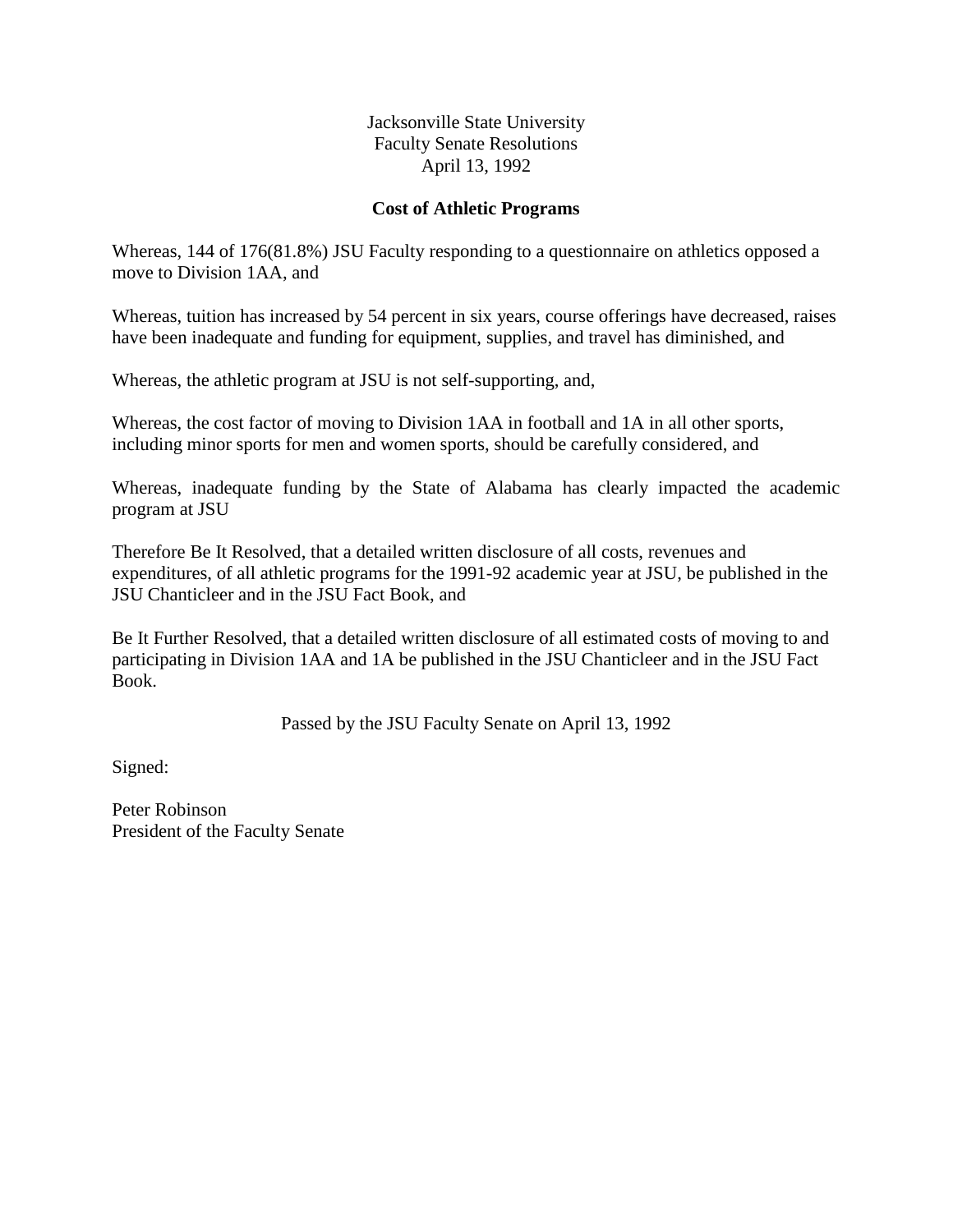Jacksonville State University
Faculty Senate Resolutions
April 13, 1992

## Cost of Athletic Programs

Whereas, 144 of 176(81.8%) JSU Faculty responding to a questionnaire on athletics opposed a move to Division 1AA, and

Whereas, tuition has increased by 54 percent in six years, course offerings have decreased, raises have been inadequate and funding for equipment, supplies, and travel has diminished, and

Whereas, the athletic program at JSU is not self-supporting, and,

Whereas, the cost factor of moving to Division 1AA in football and 1A in all other sports, including minor sports for men and women sports, should be carefully considered, and

Whereas, inadequate funding by the State of Alabama has clearly impacted the academic program at JSU

Therefore Be It Resolved, that a detailed written disclosure of all costs, revenues and expenditures, of all athletic programs for the 1991-92 academic year at JSU, be published in the JSU Chanticleer and in the JSU Fact Book, and

Be It Further Resolved, that a detailed written disclosure of all estimated costs of moving to and participating in Division 1AA and 1A be published in the JSU Chanticleer and in the JSU Fact Book.

Passed by the JSU Faculty Senate on April 13, 1992

Signed:

Peter Robinson
President of the Faculty Senate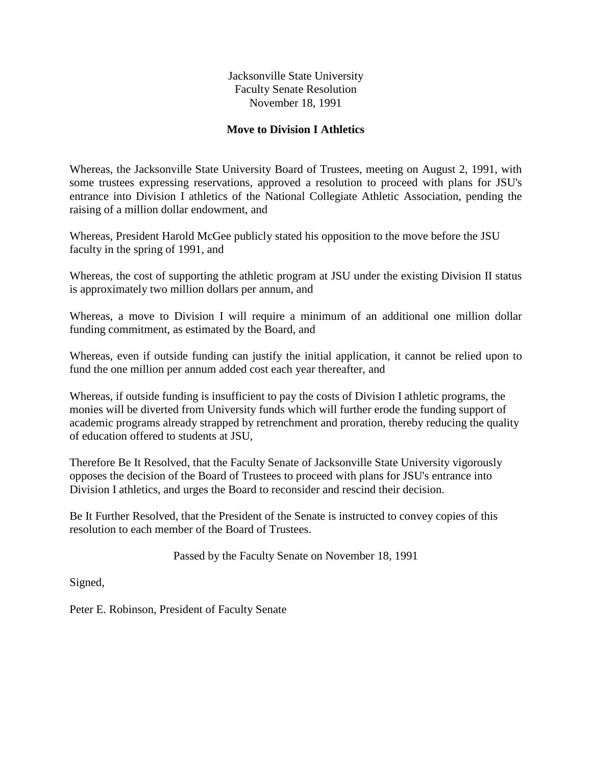Jacksonville State University
Faculty Senate Resolution
November 18, 1991

## Move to Division I Athletics

Whereas, the Jacksonville State University Board of Trustees, meeting on August 2, 1991, with some trustees expressing reservations, approved a resolution to proceed with plans for JSU's entrance into Division I athletics of the National Collegiate Athletic Association, pending the raising of a million dollar endowment, and

Whereas, President Harold McGee publicly stated his opposition to the move before the JSU faculty in the spring of 1991, and

Whereas, the cost of supporting the athletic program at JSU under the existing Division II status is approximately two million dollars per annum, and

Whereas, a move to Division I will require a minimum of an additional one million dollar funding commitment, as estimated by the Board, and

Whereas, even if outside funding can justify the initial application, it cannot be relied upon to fund the one million per annum added cost each year thereafter, and

Whereas, if outside funding is insufficient to pay the costs of Division I athletic programs, the monies will be diverted from University funds which will further erode the funding support of academic programs already strapped by retrenchment and proration, thereby reducing the quality of education offered to students at JSU,

Therefore Be It Resolved, that the Faculty Senate of Jacksonville State University vigorously opposes the decision of the Board of Trustees to proceed with plans for JSU's entrance into Division I athletics, and urges the Board to reconsider and rescind their decision.

Be It Further Resolved, that the President of the Senate is instructed to convey copies of this resolution to each member of the Board of Trustees.

Passed by the Faculty Senate on November 18, 1991

Signed,

Peter E. Robinson, President of Faculty Senate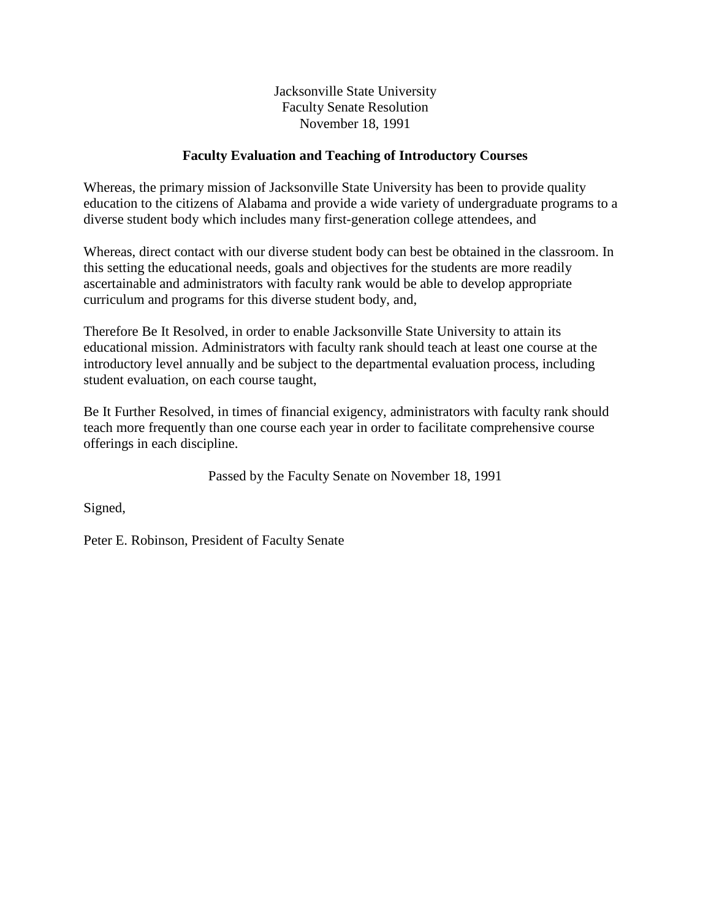Jacksonville State University
Faculty Senate Resolution
November 18, 1991

## Faculty Evaluation and Teaching of Introductory Courses

Whereas, the primary mission of Jacksonville State University has been to provide quality education to the citizens of Alabama and provide a wide variety of undergraduate programs to a diverse student body which includes many first-generation college attendees, and

Whereas, direct contact with our diverse student body can best be obtained in the classroom. In this setting the educational needs, goals and objectives for the students are more readily ascertainable and administrators with faculty rank would be able to develop appropriate curriculum and programs for this diverse student body, and,

Therefore Be It Resolved, in order to enable Jacksonville State University to attain its educational mission. Administrators with faculty rank should teach at least one course at the introductory level annually and be subject to the departmental evaluation process, including student evaluation, on each course taught,

Be It Further Resolved, in times of financial exigency, administrators with faculty rank should teach more frequently than one course each year in order to facilitate comprehensive course offerings in each discipline.

Passed by the Faculty Senate on November 18, 1991

Signed,

Peter E. Robinson, President of Faculty Senate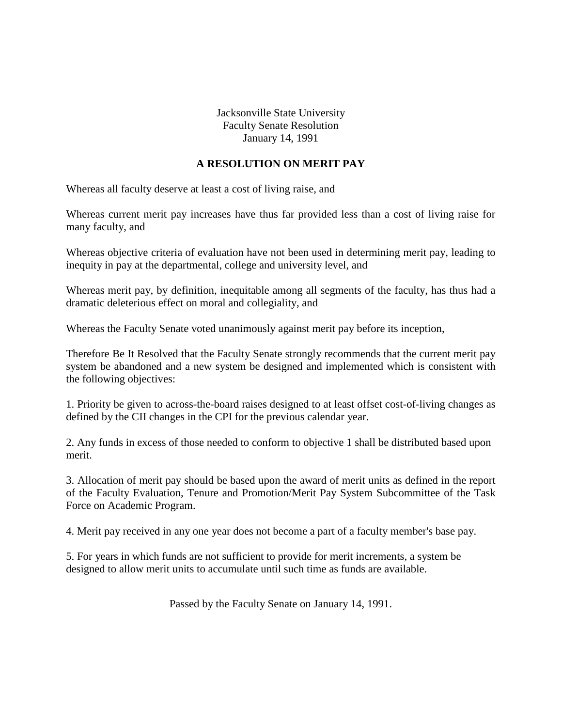Jacksonville State University
Faculty Senate Resolution
January 14, 1991

## A RESOLUTION ON MERIT PAY

Whereas all faculty deserve at least a cost of living raise, and

Whereas current merit pay increases have thus far provided less than a cost of living raise for many faculty, and

Whereas objective criteria of evaluation have not been used in determining merit pay, leading to inequity in pay at the departmental, college and university level, and

Whereas merit pay, by definition, inequitable among all segments of the faculty, has thus had a dramatic deleterious effect on moral and collegiality, and

Whereas the Faculty Senate voted unanimously against merit pay before its inception,

Therefore Be It Resolved that the Faculty Senate strongly recommends that the current merit pay system be abandoned and a new system be designed and implemented which is consistent with the following objectives:

1. Priority be given to across-the-board raises designed to at least offset cost-of-living changes as defined by the CII changes in the CPI for the previous calendar year.

2. Any funds in excess of those needed to conform to objective 1 shall be distributed based upon merit.

3. Allocation of merit pay should be based upon the award of merit units as defined in the report of the Faculty Evaluation, Tenure and Promotion/Merit Pay System Subcommittee of the Task Force on Academic Program.

4. Merit pay received in any one year does not become a part of a faculty member's base pay.

5. For years in which funds are not sufficient to provide for merit increments, a system be designed to allow merit units to accumulate until such time as funds are available.

Passed by the Faculty Senate on January 14, 1991.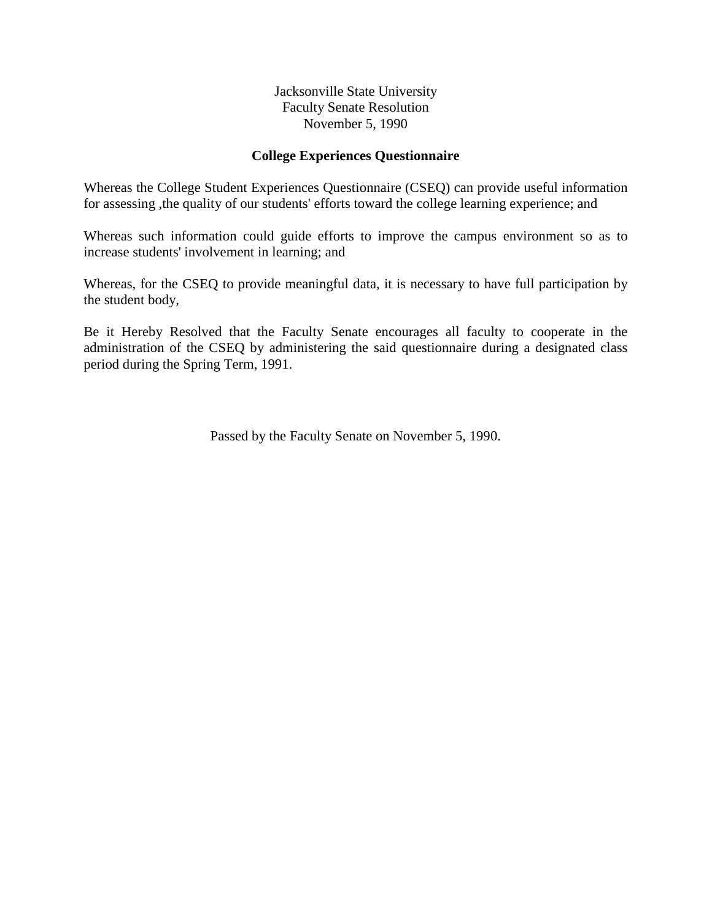Jacksonville State University
Faculty Senate Resolution
November 5, 1990

## College Experiences Questionnaire

Whereas the College Student Experiences Questionnaire (CSEQ) can provide useful information for assessing ,the quality of our students' efforts toward the college learning experience; and

Whereas such information could guide efforts to improve the campus environment so as to increase students' involvement in learning; and

Whereas, for the CSEQ to provide meaningful data, it is necessary to have full participation by the student body,

Be it Hereby Resolved that the Faculty Senate encourages all faculty to cooperate in the administration of the CSEQ by administering the said questionnaire during a designated class period during the Spring Term, 1991.

Passed by the Faculty Senate on November 5, 1990.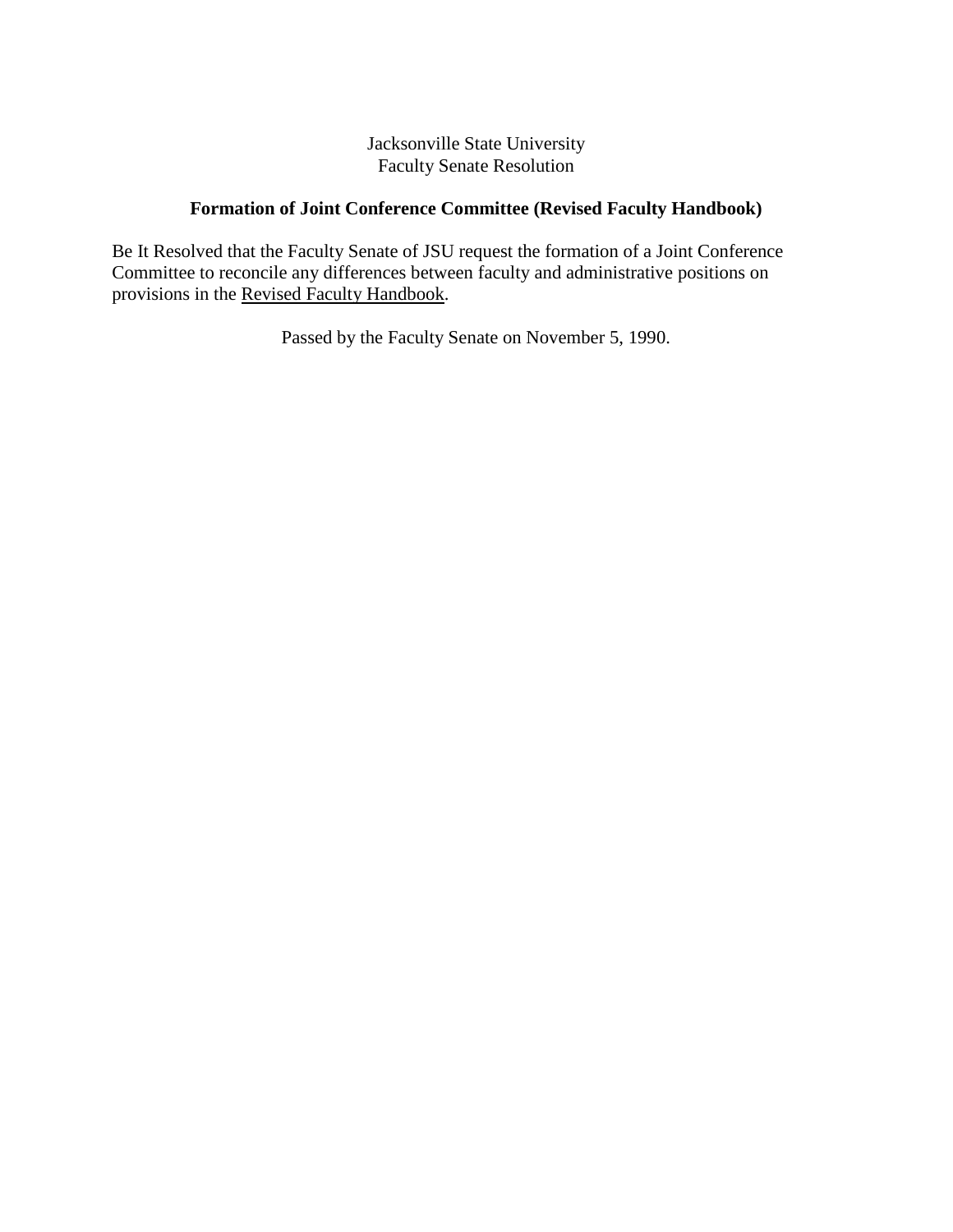Jacksonville State University
Faculty Senate Resolution

## Formation of Joint Conference Committee (Revised Faculty Handbook)

Be It Resolved that the Faculty Senate of JSU request the formation of a Joint Conference Committee to reconcile any differences between faculty and administrative positions on provisions in the Revised Faculty Handbook.

Passed by the Faculty Senate on November 5, 1990.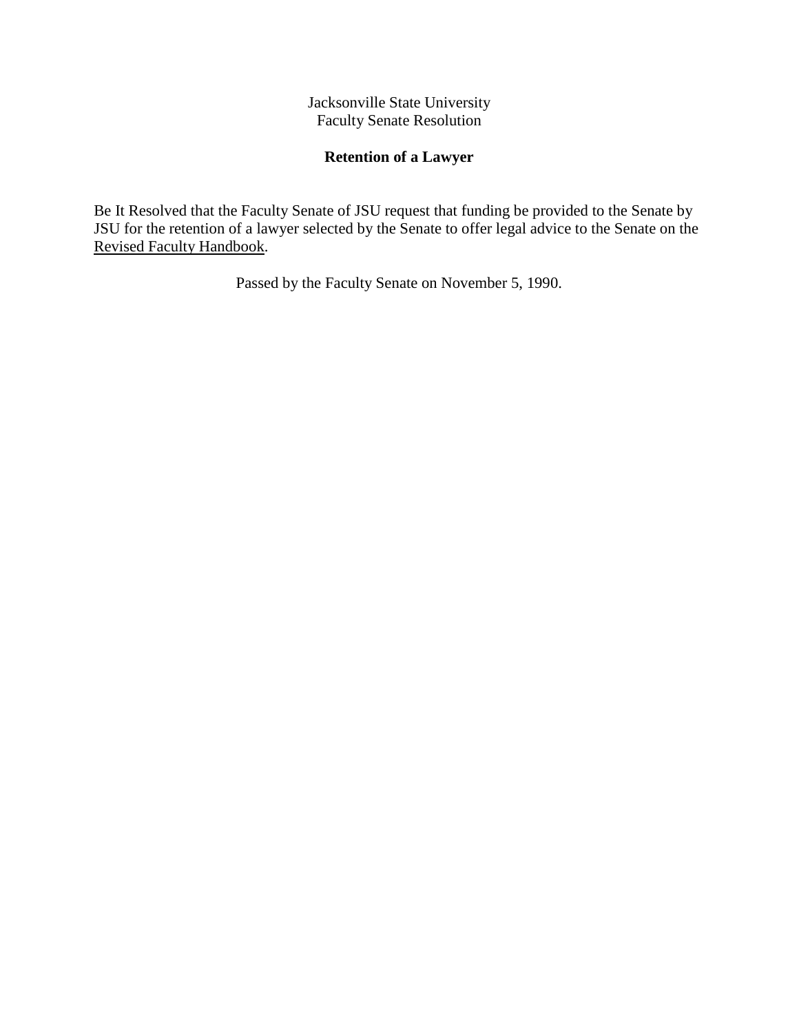Jacksonville State University
Faculty Senate Resolution

**Retention of a Lawyer**

Be It Resolved that the Faculty Senate of JSU request that funding be provided to the Senate by JSU for the retention of a lawyer selected by the Senate to offer legal advice to the Senate on the Revised Faculty Handbook.

Passed by the Faculty Senate on November 5, 1990.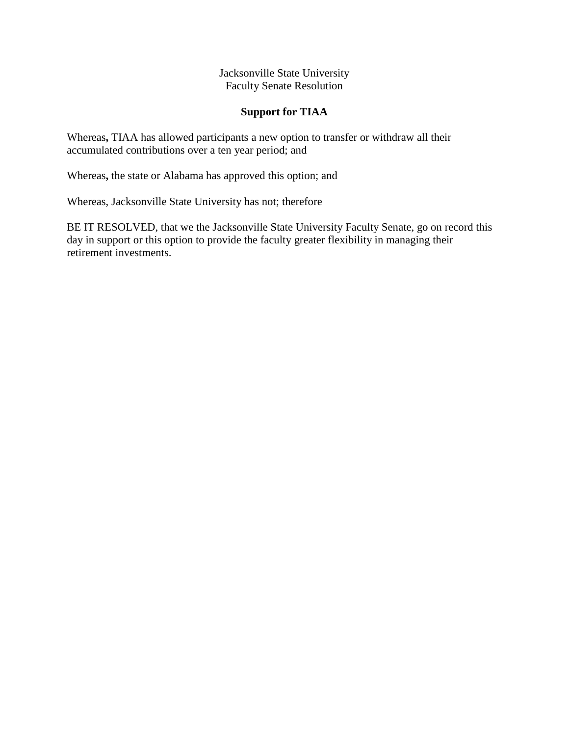Jacksonville State University
Faculty Senate Resolution

**Support for TIAA**

Whereas**,** TIAA has allowed participants a new option to transfer or withdraw all their accumulated contributions over a ten year period; and

Whereas**,** the state or Alabama has approved this option; and

Whereas, Jacksonville State University has not; therefore

BE IT RESOLVED, that we the Jacksonville State University Faculty Senate, go on record this day in support or this option to provide the faculty greater flexibility in managing their retirement investments.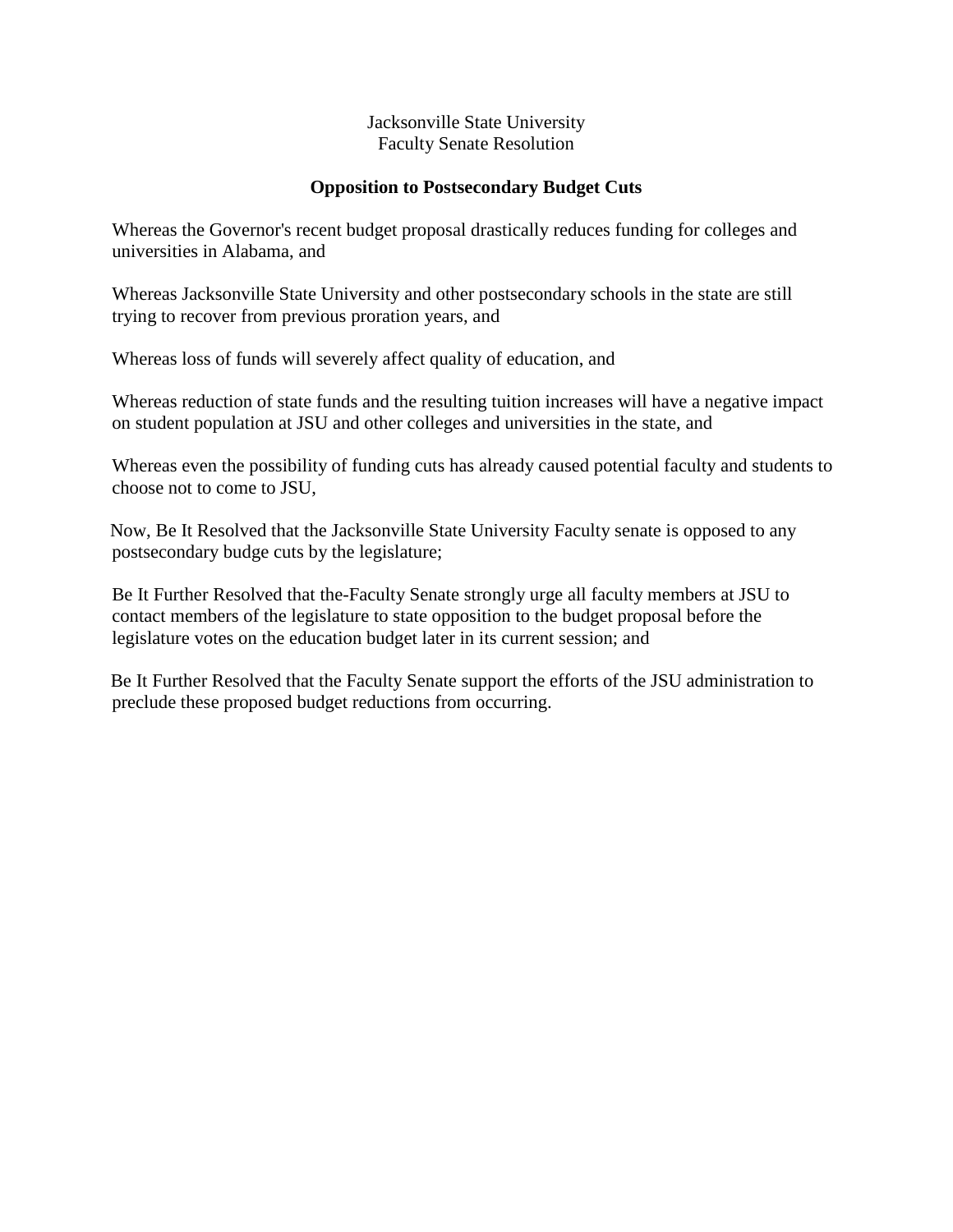Jacksonville State University
Faculty Senate Resolution

**Opposition to Postsecondary Budget Cuts**

Whereas the Governor's recent budget proposal drastically reduces funding for colleges and universities in Alabama, and

Whereas Jacksonville State University and other postsecondary schools in the state are still trying to recover from previous proration years, and

Whereas loss of funds will severely affect quality of education, and

Whereas reduction of state funds and the resulting tuition increases will have a negative impact on student population at JSU and other colleges and universities in the state, and

Whereas even the possibility of funding cuts has already caused potential faculty and students to choose not to come to JSU,

Now, Be It Resolved that the Jacksonville State University Faculty senate is opposed to any postsecondary budge cuts by the legislature;

Be It Further Resolved that the-Faculty Senate strongly urge all faculty members at JSU to contact members of the legislature to state opposition to the budget proposal before the legislature votes on the education budget later in its current session; and

Be It Further Resolved that the Faculty Senate support the efforts of the JSU administration to preclude these proposed budget reductions from occurring.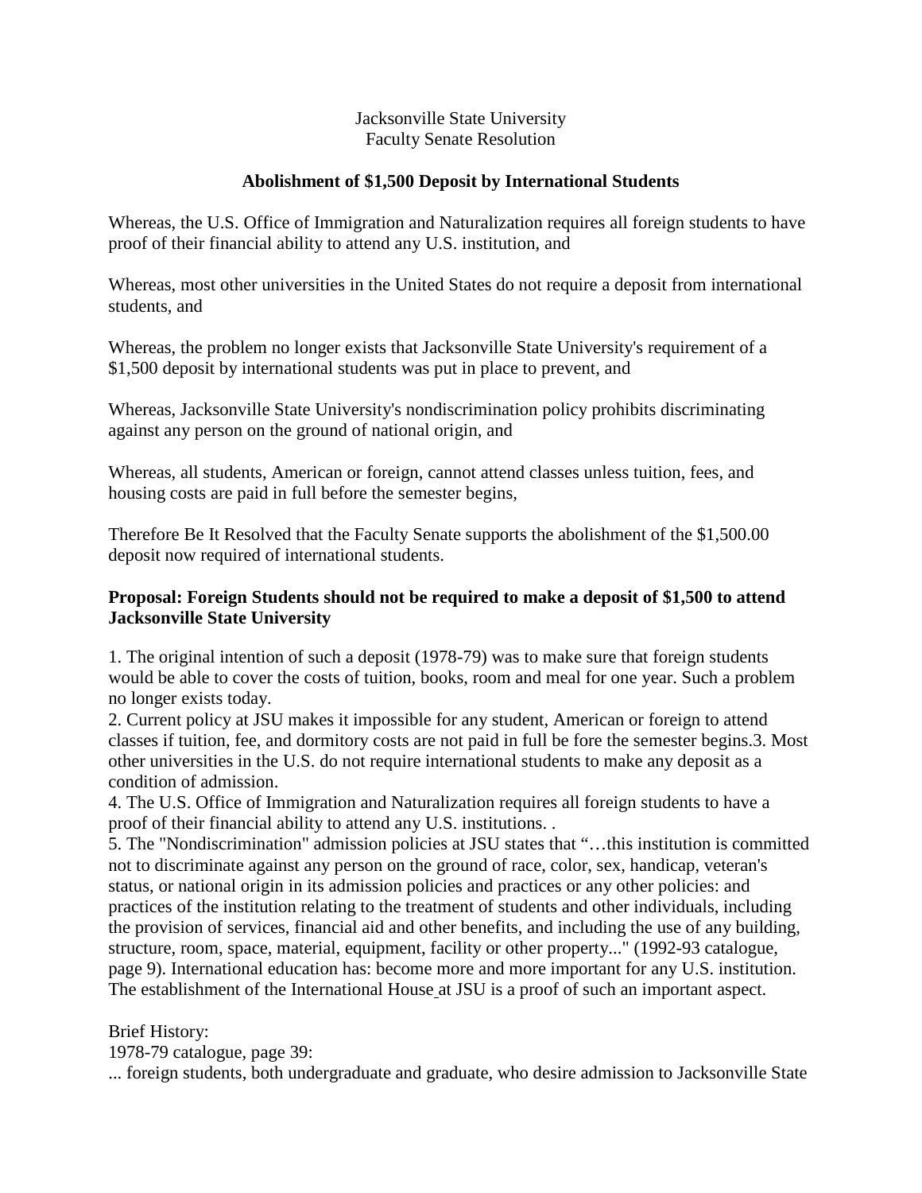Jacksonville State University
Faculty Senate Resolution

**Abolishment of $1,500 Deposit by International Students**

Whereas, the U.S. Office of Immigration and Naturalization requires all foreign students to have proof of their financial ability to attend any U.S. institution, and

Whereas, most other universities in the United States do not require a deposit from international students, and

Whereas, the problem no longer exists that Jacksonville State University's requirement of a $1,500 deposit by international students was put in place to prevent, and

Whereas, Jacksonville State University's nondiscrimination policy prohibits discriminating against any person on the ground of national origin, and

Whereas, all students, American or foreign, cannot attend classes unless tuition, fees, and housing costs are paid in full before the semester begins,

Therefore Be It Resolved that the Faculty Senate supports the abolishment of the $1,500.00 deposit now required of international students.

**Proposal: Foreign Students should not be required to make a deposit of $1,500 to attend Jacksonville State University**

1. The original intention of such a deposit (1978-79) was to make sure that foreign students would be able to cover the costs of tuition, books, room and meal for one year. Such a problem no longer exists today.
2. Current policy at JSU makes it impossible for any student, American or foreign to attend classes if tuition, fee, and dormitory costs are not paid in full be fore the semester begins.3. Most other universities in the U.S. do not require international students to make any deposit as a condition of admission.
4. The U.S. Office of Immigration and Naturalization requires all foreign students to have a proof of their financial ability to attend any U.S. institutions. .
5. The "Nondiscrimination" admission policies at JSU states that "…this institution is committed not to discriminate against any person on the ground of race, color, sex, handicap, veteran's status, or national origin in its admission policies and practices or any other policies: and practices of the institution relating to the treatment of students and other individuals, including the provision of services, financial aid and other benefits, and including the use of any building, structure, room, space, material, equipment, facility or other property..." (1992-93 catalogue, page 9). International education has: become more and more important for any U.S. institution. The establishment of the International House at JSU is a proof of such an important aspect.

Brief History:
1978-79 catalogue, page 39:
... foreign students, both undergraduate and graduate, who desire admission to Jacksonville State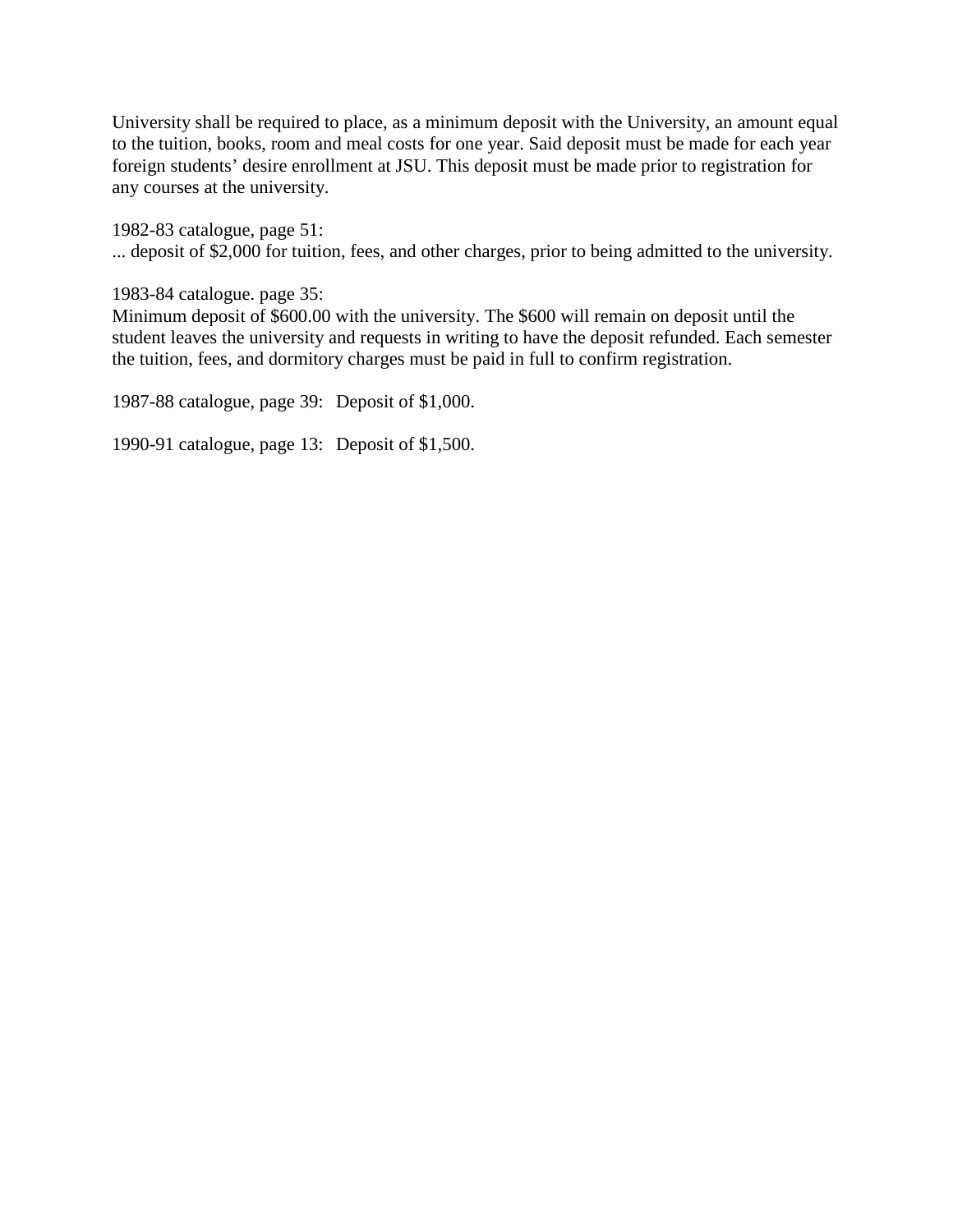University shall be required to place, as a minimum deposit with the University, an amount equal to the tuition, books, room and meal costs for one year. Said deposit must be made for each year foreign students' desire enrollment at JSU. This deposit must be made prior to registration for any courses at the university.

1982-83 catalogue, page 51:
... deposit of $2,000 for tuition, fees, and other charges, prior to being admitted to the university.

1983-84 catalogue. page 35:
Minimum deposit of $600.00 with the university. The $600 will remain on deposit until the student leaves the university and requests in writing to have the deposit refunded. Each semester the tuition, fees, and dormitory charges must be paid in full to confirm registration.

1987-88 catalogue, page 39: Deposit of $1,000.

1990-91 catalogue, page 13: Deposit of $1,500.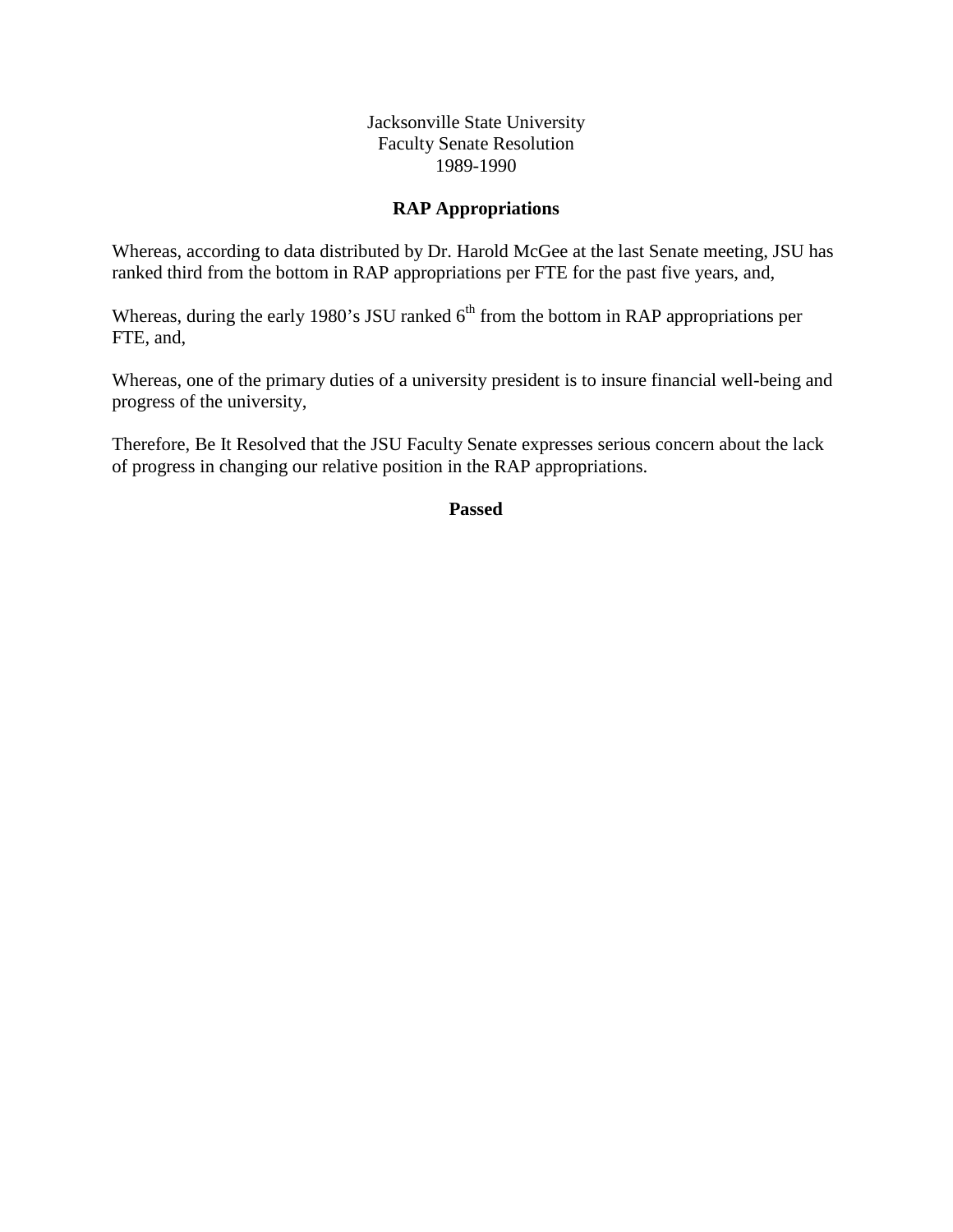Jacksonville State University
Faculty Senate Resolution
1989-1990

## RAP Appropriations

Whereas, according to data distributed by Dr. Harold McGee at the last Senate meeting, JSU has ranked third from the bottom in RAP appropriations per FTE for the past five years, and,

Whereas, during the early 1980's JSU ranked 6th from the bottom in RAP appropriations per FTE, and,

Whereas, one of the primary duties of a university president is to insure financial well-being and progress of the university,

Therefore, Be It Resolved that the JSU Faculty Senate expresses serious concern about the lack of progress in changing our relative position in the RAP appropriations.

**Passed**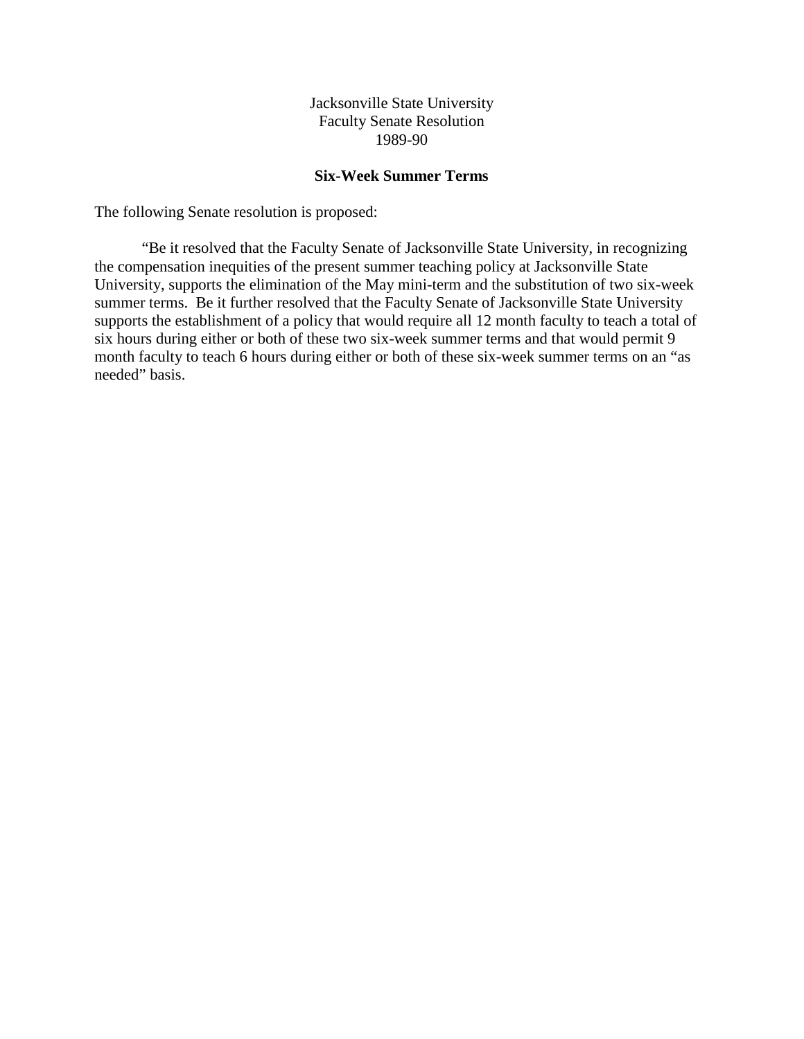Jacksonville State University
Faculty Senate Resolution
1989-90

**Six-Week Summer Terms**

The following Senate resolution is proposed:

"Be it resolved that the Faculty Senate of Jacksonville State University, in recognizing the compensation inequities of the present summer teaching policy at Jacksonville State University, supports the elimination of the May mini-term and the substitution of two six-week summer terms. Be it further resolved that the Faculty Senate of Jacksonville State University supports the establishment of a policy that would require all 12 month faculty to teach a total of six hours during either or both of these two six-week summer terms and that would permit 9 month faculty to teach 6 hours during either or both of these six-week summer terms on an "as needed" basis.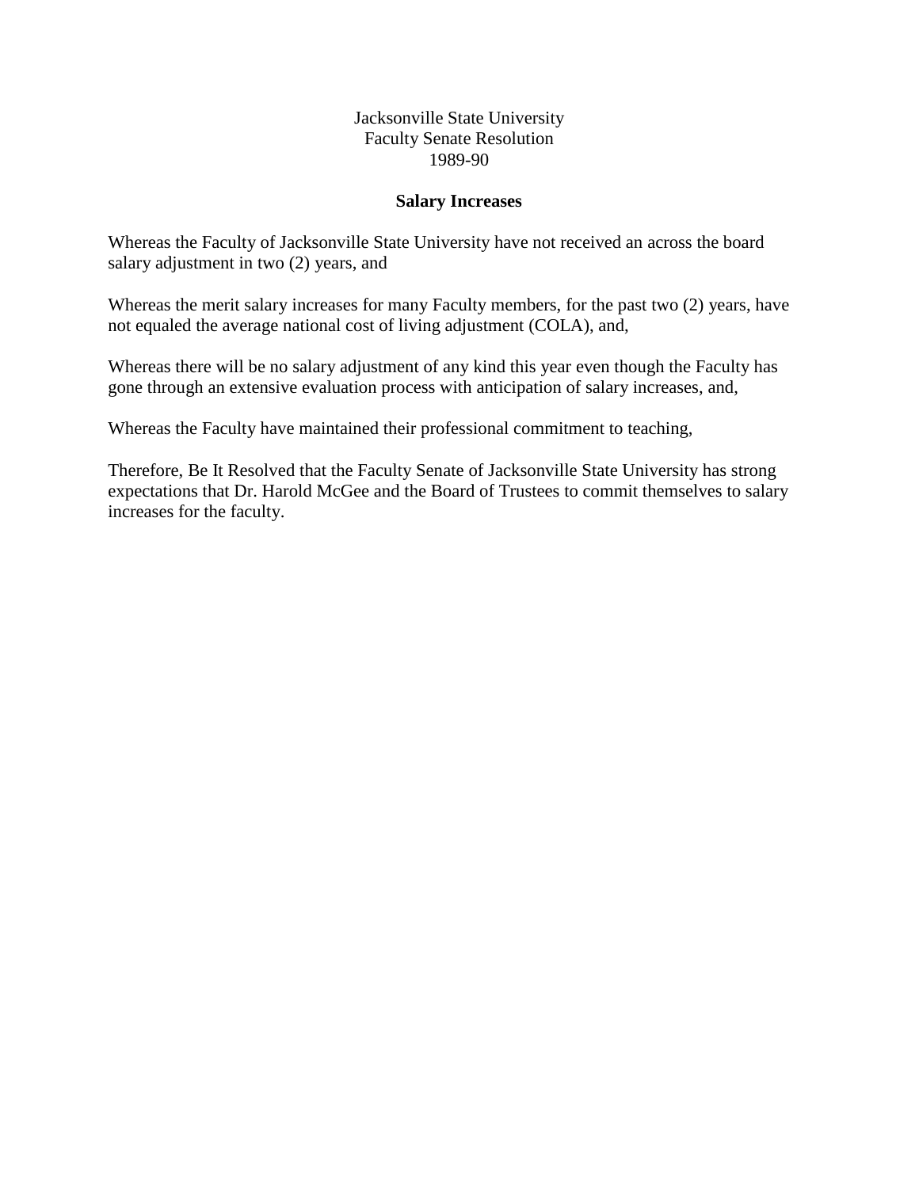Jacksonville State University
Faculty Senate Resolution
1989-90

**Salary Increases**

Whereas the Faculty of Jacksonville State University have not received an across the board salary adjustment in two (2) years, and

Whereas the merit salary increases for many Faculty members, for the past two (2) years, have not equaled the average national cost of living adjustment (COLA), and,

Whereas there will be no salary adjustment of any kind this year even though the Faculty has gone through an extensive evaluation process with anticipation of salary increases, and,

Whereas the Faculty have maintained their professional commitment to teaching,

Therefore, Be It Resolved that the Faculty Senate of Jacksonville State University has strong expectations that Dr. Harold McGee and the Board of Trustees to commit themselves to salary increases for the faculty.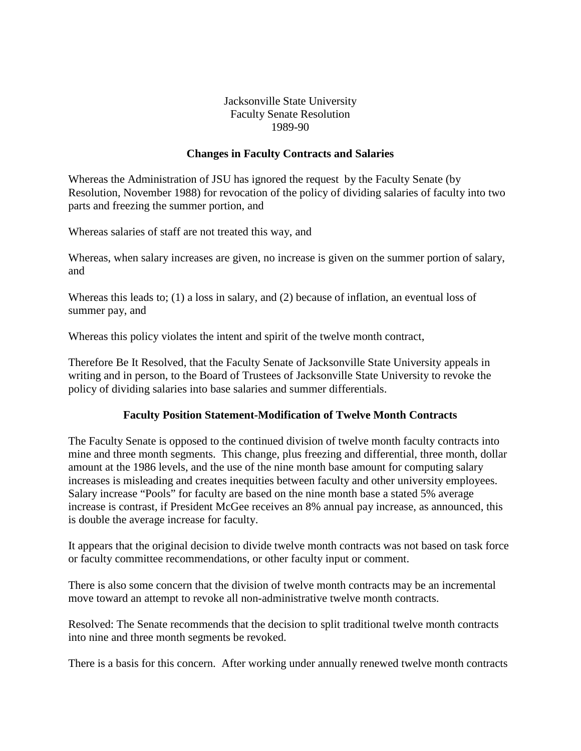Jacksonville State University
Faculty Senate Resolution
1989-90

**Changes in Faculty Contracts and Salaries**

Whereas the Administration of JSU has ignored the request by the Faculty Senate (by Resolution, November 1988) for revocation of the policy of dividing salaries of faculty into two parts and freezing the summer portion, and

Whereas salaries of staff are not treated this way, and

Whereas, when salary increases are given, no increase is given on the summer portion of salary, and

Whereas this leads to; (1) a loss in salary, and (2) because of inflation, an eventual loss of summer pay, and

Whereas this policy violates the intent and spirit of the twelve month contract,

Therefore Be It Resolved, that the Faculty Senate of Jacksonville State University appeals in writing and in person, to the Board of Trustees of Jacksonville State University to revoke the policy of dividing salaries into base salaries and summer differentials.

**Faculty Position Statement-Modification of Twelve Month Contracts**

The Faculty Senate is opposed to the continued division of twelve month faculty contracts into mine and three month segments. This change, plus freezing and differential, three month, dollar amount at the 1986 levels, and the use of the nine month base amount for computing salary increases is misleading and creates inequities between faculty and other university employees. Salary increase "Pools" for faculty are based on the nine month base a stated 5% average increase is contrast, if President McGee receives an 8% annual pay increase, as announced, this is double the average increase for faculty.

It appears that the original decision to divide twelve month contracts was not based on task force or faculty committee recommendations, or other faculty input or comment.

There is also some concern that the division of twelve month contracts may be an incremental move toward an attempt to revoke all non-administrative twelve month contracts.

Resolved: The Senate recommends that the decision to split traditional twelve month contracts into nine and three month segments be revoked.

There is a basis for this concern. After working under annually renewed twelve month contracts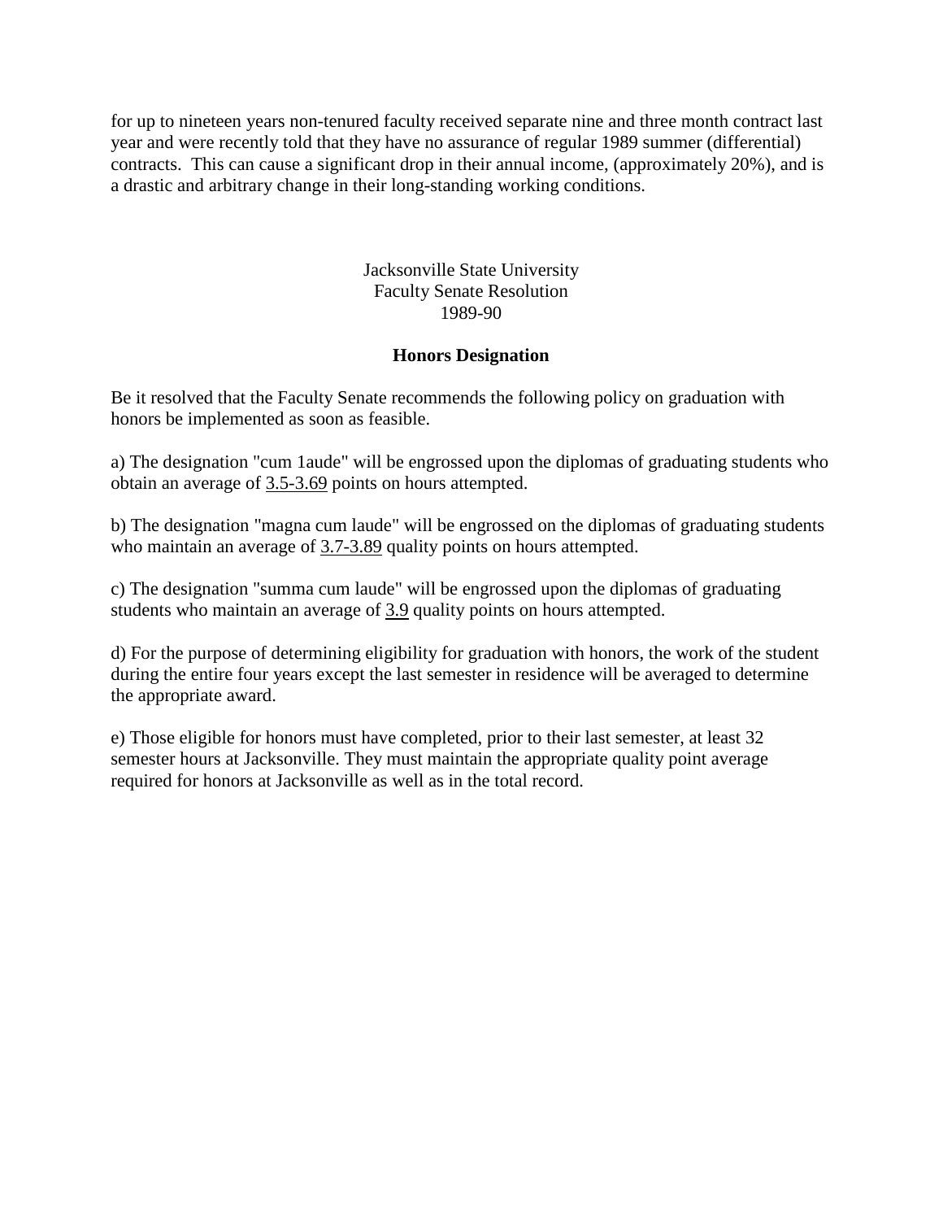for up to nineteen years non-tenured faculty received separate nine and three month contract last year and were recently told that they have no assurance of regular 1989 summer (differential) contracts. This can cause a significant drop in their annual income, (approximately 20%), and is a drastic and arbitrary change in their long-standing working conditions.

Jacksonville State University
Faculty Senate Resolution
1989-90

**Honors Designation**

Be it resolved that the Faculty Senate recommends the following policy on graduation with honors be implemented as soon as feasible.

a) The designation "cum 1aude" will be engrossed upon the diplomas of graduating students who obtain an average of <u>3.5-3.69</u> points on hours attempted.

b) The designation "magna cum laude" will be engrossed on the diplomas of graduating students who maintain an average of <u>3.7-3.89</u> quality points on hours attempted.

c) The designation "summa cum laude" will be engrossed upon the diplomas of graduating students who maintain an average of <u>3.9</u> quality points on hours attempted.

d) For the purpose of determining eligibility for graduation with honors, the work of the student during the entire four years except the last semester in residence will be averaged to determine the appropriate award.

e) Those eligible for honors must have completed, prior to their last semester, at least 32 semester hours at Jacksonville. They must maintain the appropriate quality point average required for honors at Jacksonville as well as in the total record.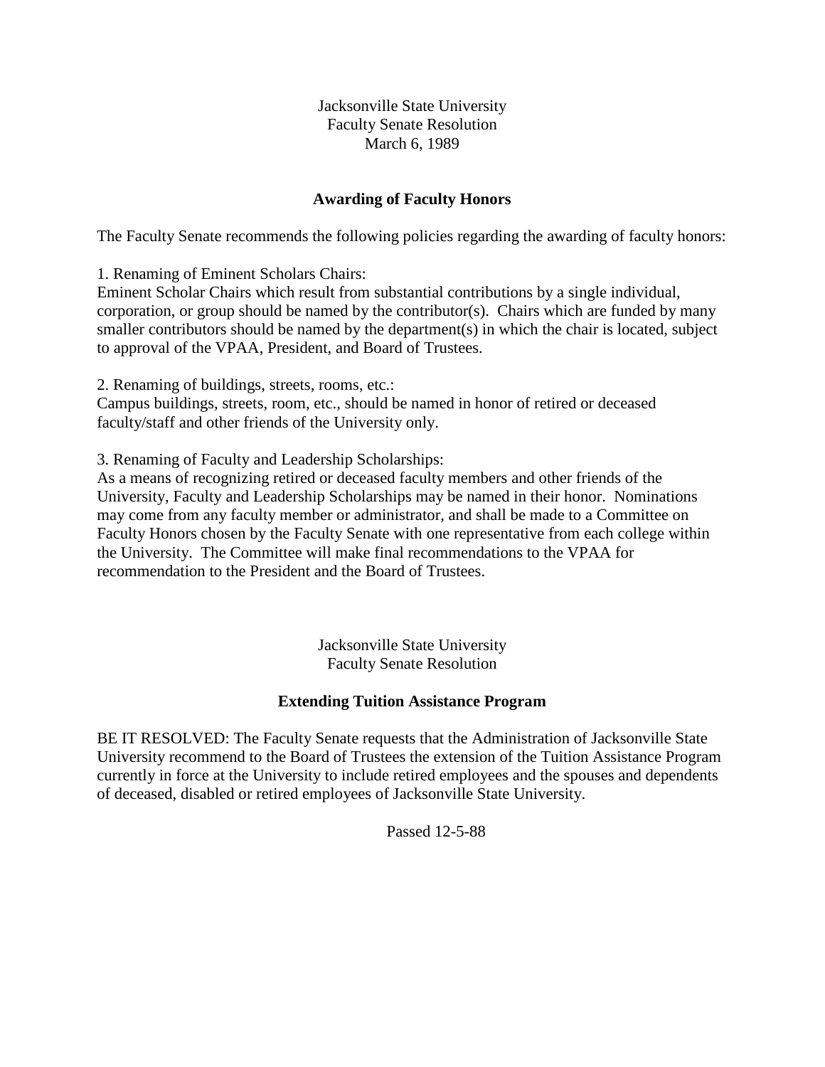Jacksonville State University
Faculty Senate Resolution
March 6, 1989

## Awarding of Faculty Honors

The Faculty Senate recommends the following policies regarding the awarding of faculty honors:

1. Renaming of Eminent Scholars Chairs:
Eminent Scholar Chairs which result from substantial contributions by a single individual, corporation, or group should be named by the contributor(s). Chairs which are funded by many smaller contributors should be named by the department(s) in which the chair is located, subject to approval of the VPAA, President, and Board of Trustees.

2. Renaming of buildings, streets, rooms, etc.:
Campus buildings, streets, room, etc., should be named in honor of retired or deceased faculty/staff and other friends of the University only.

3. Renaming of Faculty and Leadership Scholarships:
As a means of recognizing retired or deceased faculty members and other friends of the University, Faculty and Leadership Scholarships may be named in their honor. Nominations may come from any faculty member or administrator, and shall be made to a Committee on Faculty Honors chosen by the Faculty Senate with one representative from each college within the University. The Committee will make final recommendations to the VPAA for recommendation to the President and the Board of Trustees.

Jacksonville State University
Faculty Senate Resolution

## Extending Tuition Assistance Program

BE IT RESOLVED: The Faculty Senate requests that the Administration of Jacksonville State University recommend to the Board of Trustees the extension of the Tuition Assistance Program currently in force at the University to include retired employees and the spouses and dependents of deceased, disabled or retired employees of Jacksonville State University.

Passed 12-5-88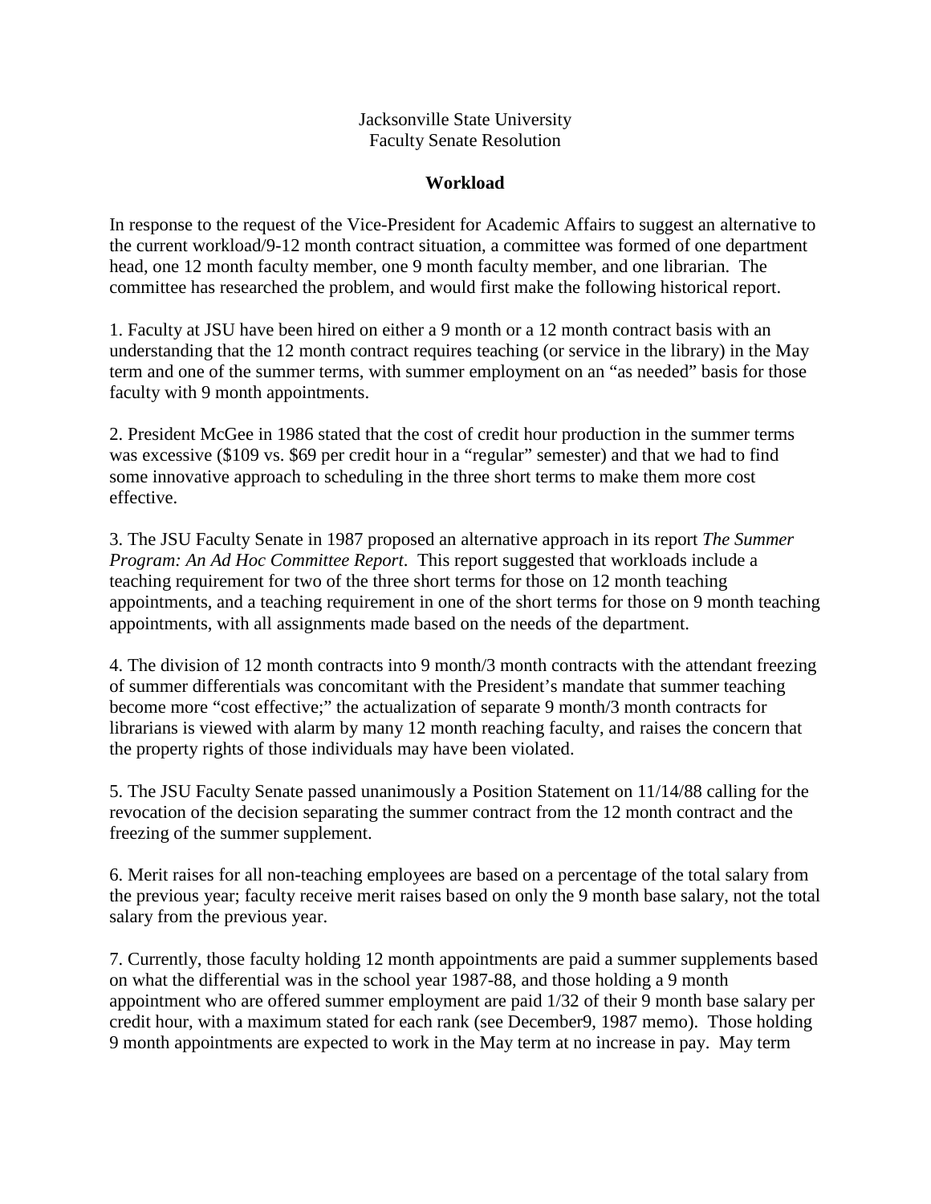Jacksonville State University
Faculty Senate Resolution

**Workload**

In response to the request of the Vice-President for Academic Affairs to suggest an alternative to the current workload/9-12 month contract situation, a committee was formed of one department head, one 12 month faculty member, one 9 month faculty member, and one librarian. The committee has researched the problem, and would first make the following historical report.

1. Faculty at JSU have been hired on either a 9 month or a 12 month contract basis with an understanding that the 12 month contract requires teaching (or service in the library) in the May term and one of the summer terms, with summer employment on an "as needed" basis for those faculty with 9 month appointments.

2. President McGee in 1986 stated that the cost of credit hour production in the summer terms was excessive ($109 vs. $69 per credit hour in a "regular" semester) and that we had to find some innovative approach to scheduling in the three short terms to make them more cost effective.

3. The JSU Faculty Senate in 1987 proposed an alternative approach in its report *The Summer Program: An Ad Hoc Committee Report*. This report suggested that workloads include a teaching requirement for two of the three short terms for those on 12 month teaching appointments, and a teaching requirement in one of the short terms for those on 9 month teaching appointments, with all assignments made based on the needs of the department.

4. The division of 12 month contracts into 9 month/3 month contracts with the attendant freezing of summer differentials was concomitant with the President's mandate that summer teaching become more "cost effective;" the actualization of separate 9 month/3 month contracts for librarians is viewed with alarm by many 12 month reaching faculty, and raises the concern that the property rights of those individuals may have been violated.

5. The JSU Faculty Senate passed unanimously a Position Statement on 11/14/88 calling for the revocation of the decision separating the summer contract from the 12 month contract and the freezing of the summer supplement.

6. Merit raises for all non-teaching employees are based on a percentage of the total salary from the previous year; faculty receive merit raises based on only the 9 month base salary, not the total salary from the previous year.

7. Currently, those faculty holding 12 month appointments are paid a summer supplements based on what the differential was in the school year 1987-88, and those holding a 9 month appointment who are offered summer employment are paid 1/32 of their 9 month base salary per credit hour, with a maximum stated for each rank (see December9, 1987 memo). Those holding 9 month appointments are expected to work in the May term at no increase in pay. May term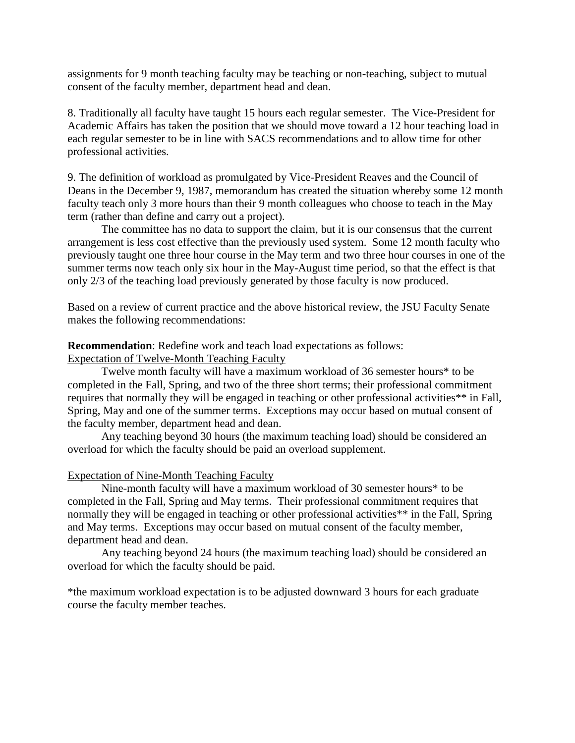assignments for 9 month teaching faculty may be teaching or non-teaching, subject to mutual consent of the faculty member, department head and dean.

8. Traditionally all faculty have taught 15 hours each regular semester. The Vice-President for Academic Affairs has taken the position that we should move toward a 12 hour teaching load in each regular semester to be in line with SACS recommendations and to allow time for other professional activities.

9. The definition of workload as promulgated by Vice-President Reaves and the Council of Deans in the December 9, 1987, memorandum has created the situation whereby some 12 month faculty teach only 3 more hours than their 9 month colleagues who choose to teach in the May term (rather than define and carry out a project).

The committee has no data to support the claim, but it is our consensus that the current arrangement is less cost effective than the previously used system. Some 12 month faculty who previously taught one three hour course in the May term and two three hour courses in one of the summer terms now teach only six hour in the May-August time period, so that the effect is that only 2/3 of the teaching load previously generated by those faculty is now produced.

Based on a review of current practice and the above historical review, the JSU Faculty Senate makes the following recommendations:

**Recommendation**: Redefine work and teach load expectations as follows:

Expectation of Twelve-Month Teaching Faculty

Twelve month faculty will have a maximum workload of 36 semester hours* to be completed in the Fall, Spring, and two of the three short terms; their professional commitment requires that normally they will be engaged in teaching or other professional activities** in Fall, Spring, May and one of the summer terms. Exceptions may occur based on mutual consent of the faculty member, department head and dean.

Any teaching beyond 30 hours (the maximum teaching load) should be considered an overload for which the faculty should be paid an overload supplement.

Expectation of Nine-Month Teaching Faculty

Nine-month faculty will have a maximum workload of 30 semester hours* to be completed in the Fall, Spring and May terms. Their professional commitment requires that normally they will be engaged in teaching or other professional activities** in the Fall, Spring and May terms. Exceptions may occur based on mutual consent of the faculty member, department head and dean.

Any teaching beyond 24 hours (the maximum teaching load) should be considered an overload for which the faculty should be paid.

*the maximum workload expectation is to be adjusted downward 3 hours for each graduate course the faculty member teaches.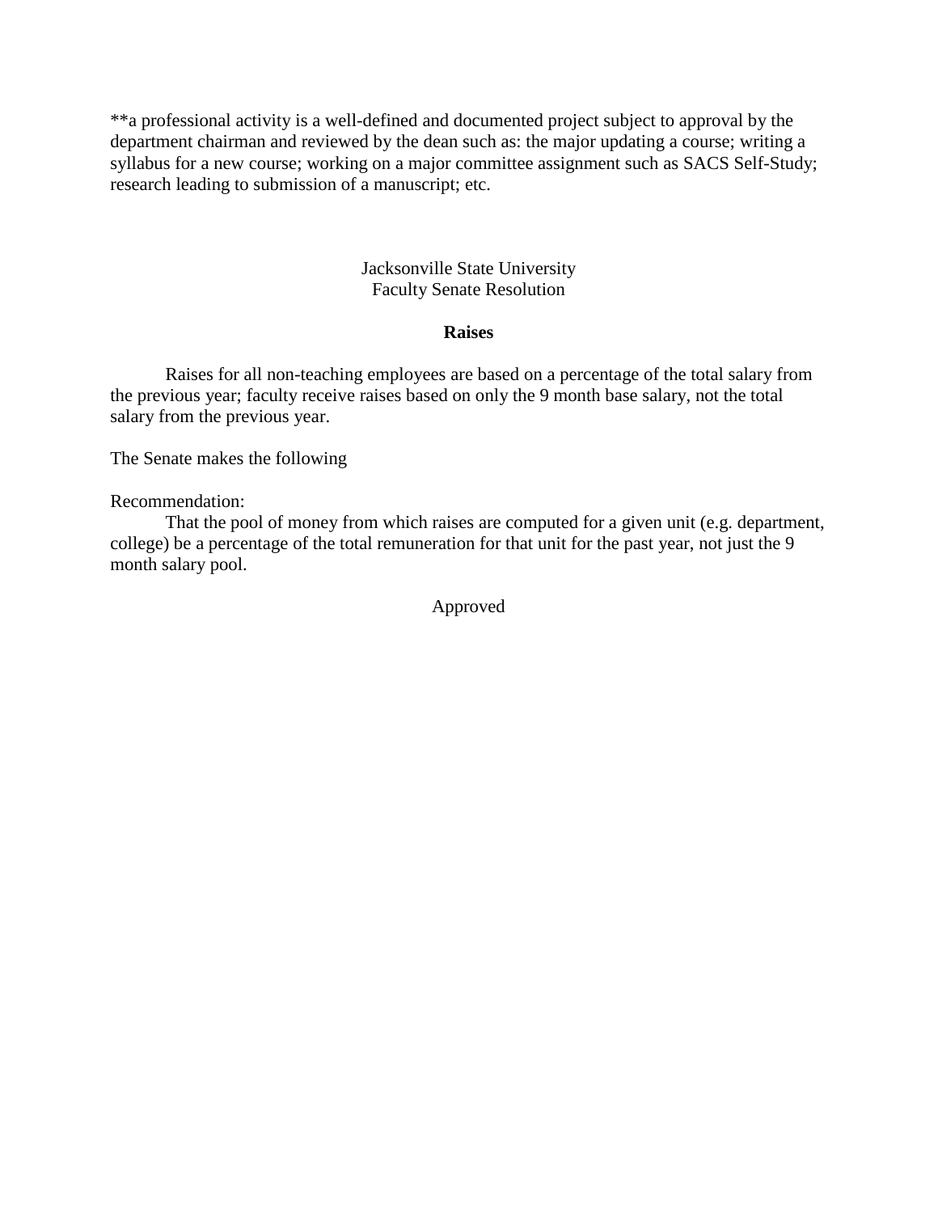**a professional activity is a well-defined and documented project subject to approval by the department chairman and reviewed by the dean such as: the major updating a course; writing a syllabus for a new course; working on a major committee assignment such as SACS Self-Study; research leading to submission of a manuscript; etc.

Jacksonville State University
Faculty Senate Resolution

**Raises**

Raises for all non-teaching employees are based on a percentage of the total salary from the previous year; faculty receive raises based on only the 9 month base salary, not the total salary from the previous year.

The Senate makes the following

Recommendation:
That the pool of money from which raises are computed for a given unit (e.g. department, college) be a percentage of the total remuneration for that unit for the past year, not just the 9 month salary pool.

Approved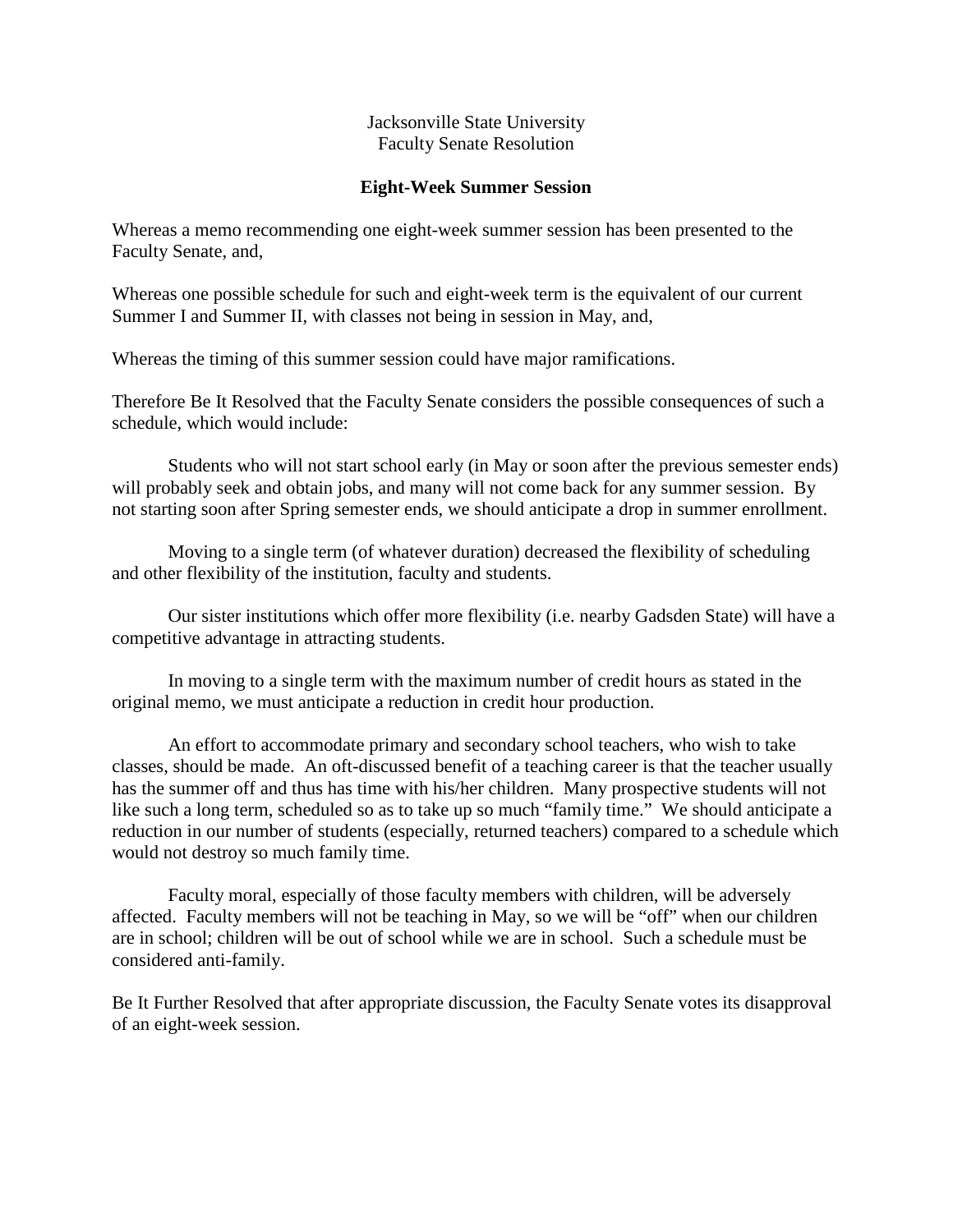Jacksonville State University
Faculty Senate Resolution

**Eight-Week Summer Session**

Whereas a memo recommending one eight-week summer session has been presented to the Faculty Senate, and,

Whereas one possible schedule for such and eight-week term is the equivalent of our current Summer I and Summer II, with classes not being in session in May, and,

Whereas the timing of this summer session could have major ramifications.

Therefore Be It Resolved that the Faculty Senate considers the possible consequences of such a schedule, which would include:

Students who will not start school early (in May or soon after the previous semester ends) will probably seek and obtain jobs, and many will not come back for any summer session. By not starting soon after Spring semester ends, we should anticipate a drop in summer enrollment.

Moving to a single term (of whatever duration) decreased the flexibility of scheduling and other flexibility of the institution, faculty and students.

Our sister institutions which offer more flexibility (i.e. nearby Gadsden State) will have a competitive advantage in attracting students.

In moving to a single term with the maximum number of credit hours as stated in the original memo, we must anticipate a reduction in credit hour production.

An effort to accommodate primary and secondary school teachers, who wish to take classes, should be made. An oft-discussed benefit of a teaching career is that the teacher usually has the summer off and thus has time with his/her children. Many prospective students will not like such a long term, scheduled so as to take up so much "family time." We should anticipate a reduction in our number of students (especially, returned teachers) compared to a schedule which would not destroy so much family time.

Faculty moral, especially of those faculty members with children, will be adversely affected. Faculty members will not be teaching in May, so we will be "off" when our children are in school; children will be out of school while we are in school. Such a schedule must be considered anti-family.

Be It Further Resolved that after appropriate discussion, the Faculty Senate votes its disapproval of an eight-week session.